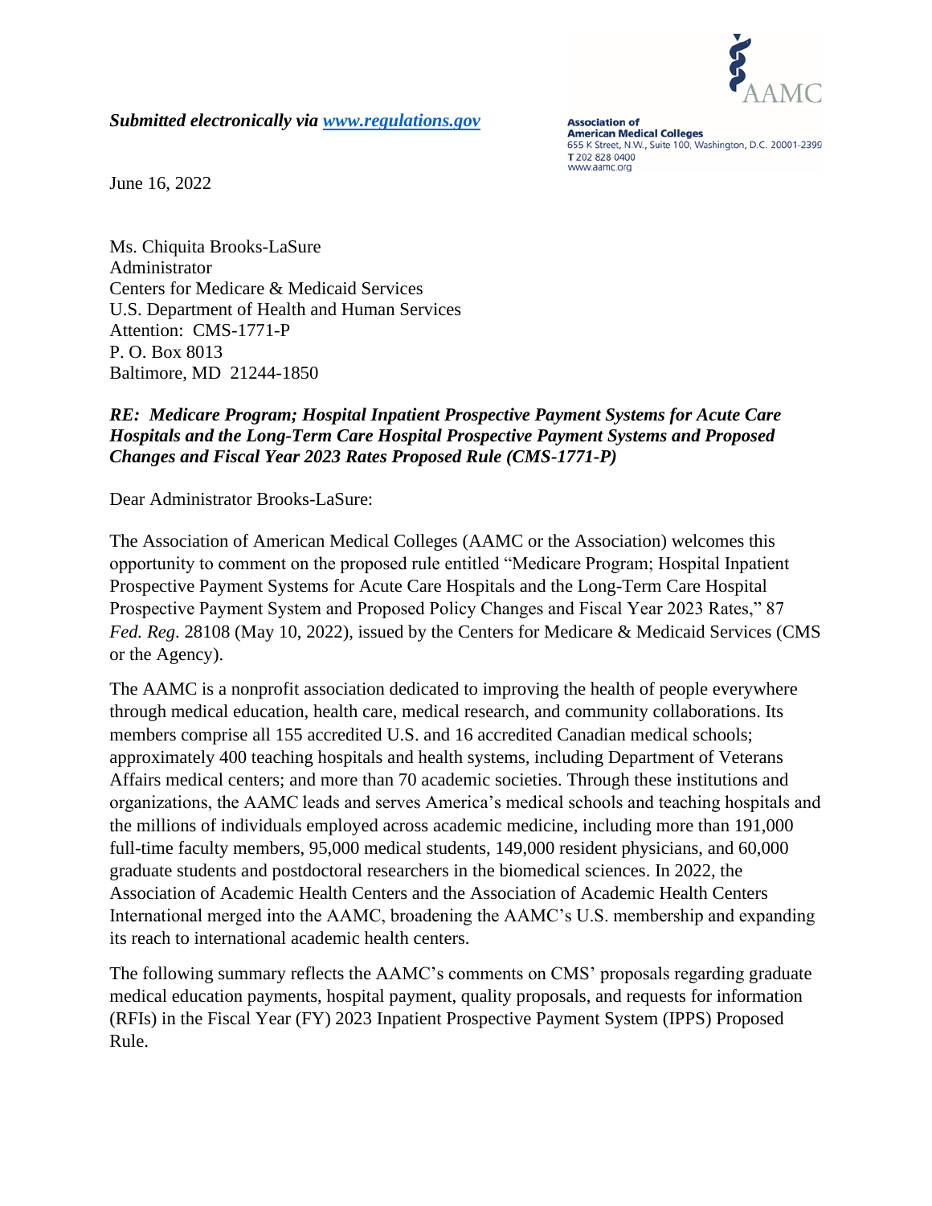*Submitted electronically via [www.regulations.gov](www.regulations.gov)*

**Association of American Medical Colleges**
655 K Street, N.W., Suite 100, Washington, D.C. 20001-2399
T 202 828 0400
www.aamc.org

June 16, 2022

Ms. Chiquita Brooks-LaSure
Administrator
Centers for Medicare & Medicaid Services
U.S. Department of Health and Human Services
Attention: CMS-1771-P
P. O. Box 8013
Baltimore, MD 21244-1850

***RE: Medicare Program; Hospital Inpatient Prospective Payment Systems for Acute Care Hospitals and the Long-Term Care Hospital Prospective Payment Systems and Proposed Changes and Fiscal Year 2023 Rates Proposed Rule (CMS-1771-P)***

Dear Administrator Brooks-LaSure:

The Association of American Medical Colleges (AAMC or the Association) welcomes this opportunity to comment on the proposed rule entitled "Medicare Program; Hospital Inpatient Prospective Payment Systems for Acute Care Hospitals and the Long-Term Care Hospital Prospective Payment System and Proposed Policy Changes and Fiscal Year 2023 Rates," 87 *Fed. Reg*. 28108 (May 10, 2022), issued by the Centers for Medicare & Medicaid Services (CMS or the Agency).

The AAMC is a nonprofit association dedicated to improving the health of people everywhere through medical education, health care, medical research, and community collaborations. Its members comprise all 155 accredited U.S. and 16 accredited Canadian medical schools; approximately 400 teaching hospitals and health systems, including Department of Veterans Affairs medical centers; and more than 70 academic societies. Through these institutions and organizations, the AAMC leads and serves America's medical schools and teaching hospitals and the millions of individuals employed across academic medicine, including more than 191,000 full-time faculty members, 95,000 medical students, 149,000 resident physicians, and 60,000 graduate students and postdoctoral researchers in the biomedical sciences. In 2022, the Association of Academic Health Centers and the Association of Academic Health Centers International merged into the AAMC, broadening the AAMC's U.S. membership and expanding its reach to international academic health centers.

The following summary reflects the AAMC's comments on CMS' proposals regarding graduate medical education payments, hospital payment, quality proposals, and requests for information (RFIs) in the Fiscal Year (FY) 2023 Inpatient Prospective Payment System (IPPS) Proposed Rule.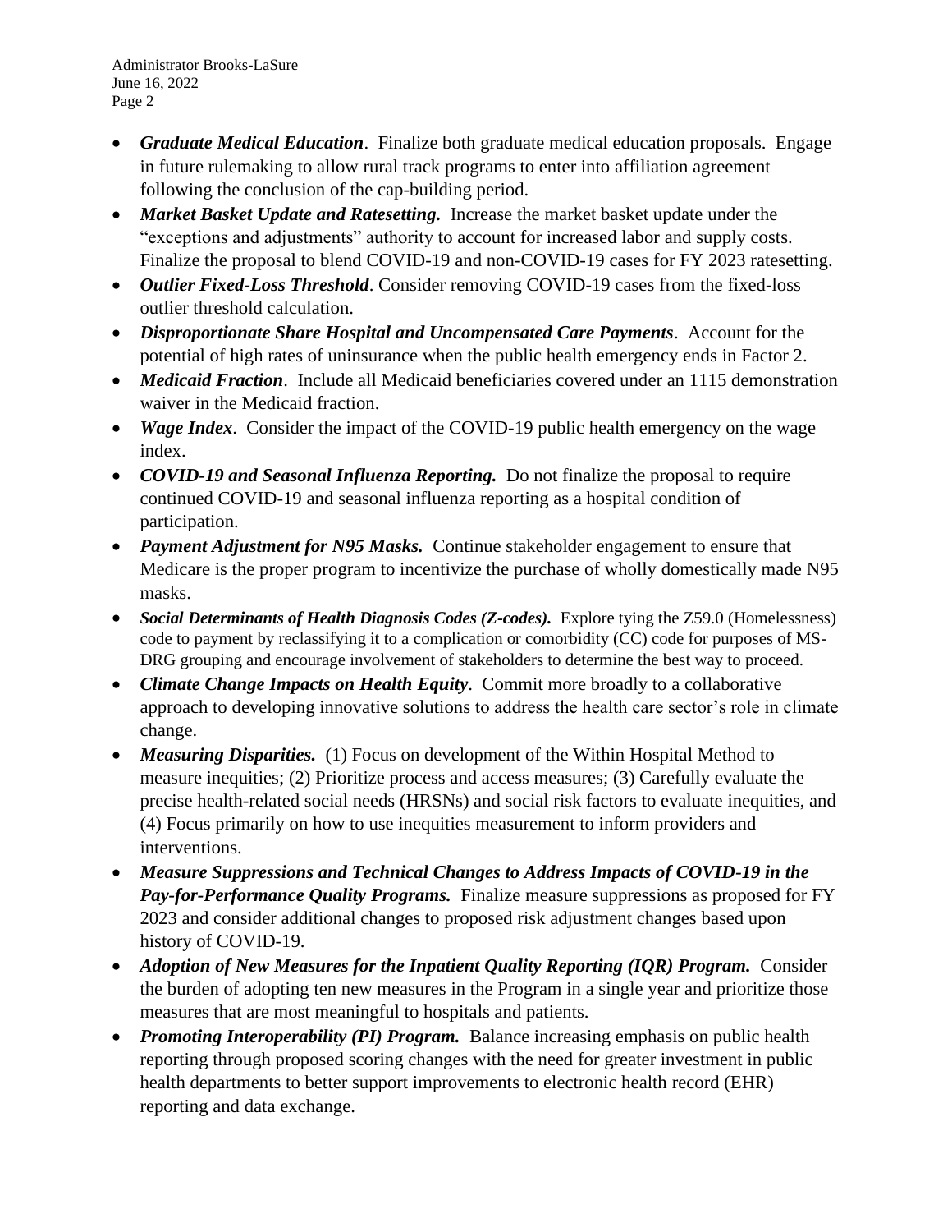- ***Graduate Medical Education***. Finalize both graduate medical education proposals. Engage in future rulemaking to allow rural track programs to enter into affiliation agreement following the conclusion of the cap-building period.
- ***Market Basket Update and Ratesetting.*** Increase the market basket update under the "exceptions and adjustments" authority to account for increased labor and supply costs. Finalize the proposal to blend COVID-19 and non-COVID-19 cases for FY 2023 ratesetting.
- ***Outlier Fixed-Loss Threshold***. Consider removing COVID-19 cases from the fixed-loss outlier threshold calculation.
- ***Disproportionate Share Hospital and Uncompensated Care Payments***. Account for the potential of high rates of uninsurance when the public health emergency ends in Factor 2.
- ***Medicaid Fraction***. Include all Medicaid beneficiaries covered under an 1115 demonstration waiver in the Medicaid fraction.
- ***Wage Index***. Consider the impact of the COVID-19 public health emergency on the wage index.
- ***COVID-19 and Seasonal Influenza Reporting.*** Do not finalize the proposal to require continued COVID-19 and seasonal influenza reporting as a hospital condition of participation.
- ***Payment Adjustment for N95 Masks.*** Continue stakeholder engagement to ensure that Medicare is the proper program to incentivize the purchase of wholly domestically made N95 masks.
- ***Social Determinants of Health Diagnosis Codes (Z-codes).*** Explore tying the Z59.0 (Homelessness) code to payment by reclassifying it to a complication or comorbidity (CC) code for purposes of MS-DRG grouping and encourage involvement of stakeholders to determine the best way to proceed.
- ***Climate Change Impacts on Health Equity***. Commit more broadly to a collaborative approach to developing innovative solutions to address the health care sector's role in climate change.
- ***Measuring Disparities.*** (1) Focus on development of the Within Hospital Method to measure inequities; (2) Prioritize process and access measures; (3) Carefully evaluate the precise health-related social needs (HRSNs) and social risk factors to evaluate inequities, and (4) Focus primarily on how to use inequities measurement to inform providers and interventions.
- ***Measure Suppressions and Technical Changes to Address Impacts of COVID-19 in the Pay-for-Performance Quality Programs.*** Finalize measure suppressions as proposed for FY 2023 and consider additional changes to proposed risk adjustment changes based upon history of COVID-19.
- ***Adoption of New Measures for the Inpatient Quality Reporting (IQR) Program.*** Consider the burden of adopting ten new measures in the Program in a single year and prioritize those measures that are most meaningful to hospitals and patients.
- ***Promoting Interoperability (PI) Program.*** Balance increasing emphasis on public health reporting through proposed scoring changes with the need for greater investment in public health departments to better support improvements to electronic health record (EHR) reporting and data exchange.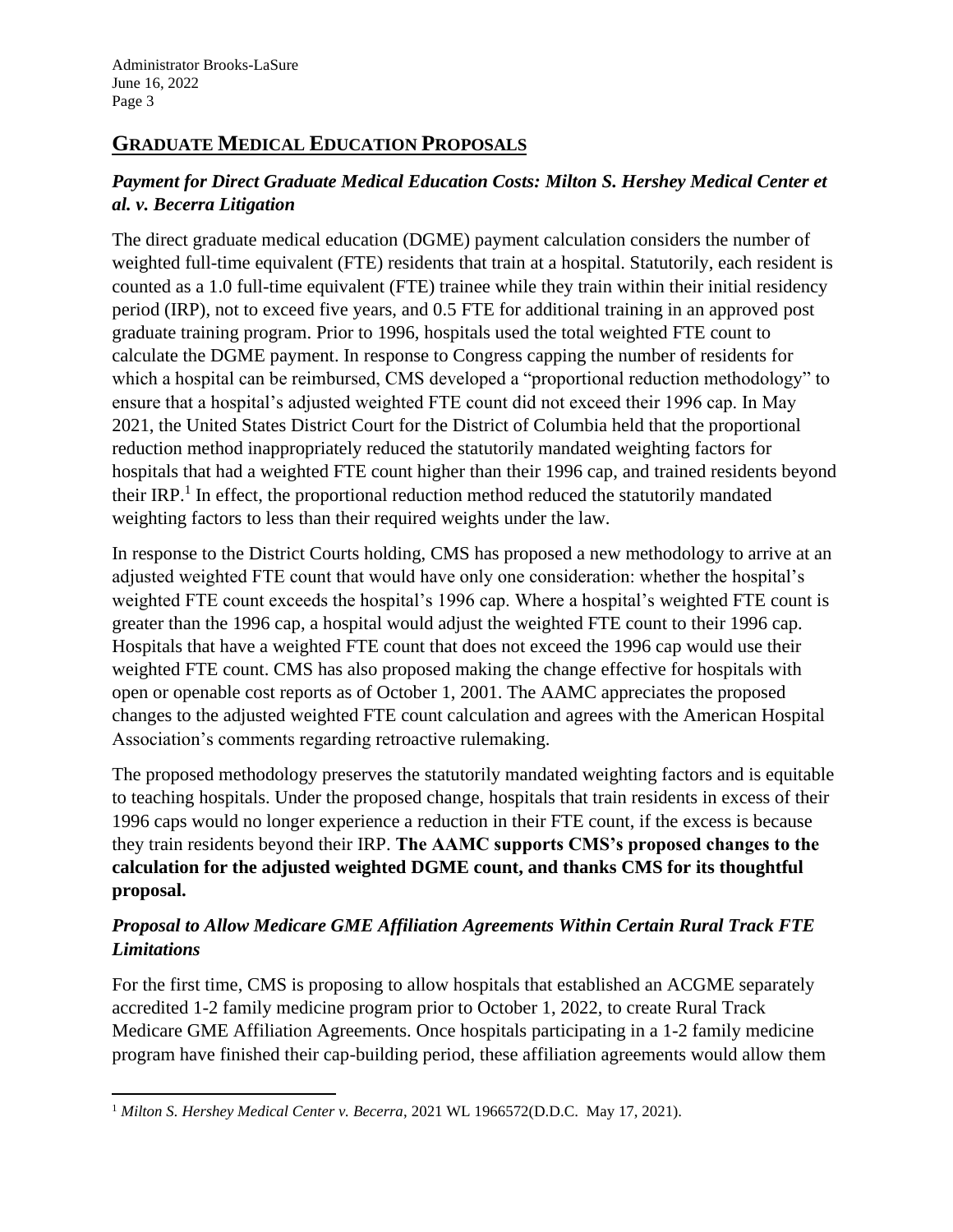## GRADUATE MEDICAL EDUCATION PROPOSALS

### *Payment for Direct Graduate Medical Education Costs: Milton S. Hershey Medical Center et al. v. Becerra Litigation*

The direct graduate medical education (DGME) payment calculation considers the number of weighted full-time equivalent (FTE) residents that train at a hospital. Statutorily, each resident is counted as a 1.0 full-time equivalent (FTE) trainee while they train within their initial residency period (IRP), not to exceed five years, and 0.5 FTE for additional training in an approved post graduate training program. Prior to 1996, hospitals used the total weighted FTE count to calculate the DGME payment. In response to Congress capping the number of residents for which a hospital can be reimbursed, CMS developed a "proportional reduction methodology" to ensure that a hospital's adjusted weighted FTE count did not exceed their 1996 cap. In May 2021, the United States District Court for the District of Columbia held that the proportional reduction method inappropriately reduced the statutorily mandated weighting factors for hospitals that had a weighted FTE count higher than their 1996 cap, and trained residents beyond their IRP.[1] In effect, the proportional reduction method reduced the statutorily mandated weighting factors to less than their required weights under the law.

In response to the District Courts holding, CMS has proposed a new methodology to arrive at an adjusted weighted FTE count that would have only one consideration: whether the hospital's weighted FTE count exceeds the hospital's 1996 cap. Where a hospital's weighted FTE count is greater than the 1996 cap, a hospital would adjust the weighted FTE count to their 1996 cap. Hospitals that have a weighted FTE count that does not exceed the 1996 cap would use their weighted FTE count. CMS has also proposed making the change effective for hospitals with open or openable cost reports as of October 1, 2001. The AAMC appreciates the proposed changes to the adjusted weighted FTE count calculation and agrees with the American Hospital Association's comments regarding retroactive rulemaking.

The proposed methodology preserves the statutorily mandated weighting factors and is equitable to teaching hospitals. Under the proposed change, hospitals that train residents in excess of their 1996 caps would no longer experience a reduction in their FTE count, if the excess is because they train residents beyond their IRP. **The AAMC supports CMS's proposed changes to the calculation for the adjusted weighted DGME count, and thanks CMS for its thoughtful proposal.**

### *Proposal to Allow Medicare GME Affiliation Agreements Within Certain Rural Track FTE Limitations*

For the first time, CMS is proposing to allow hospitals that established an ACGME separately accredited 1-2 family medicine program prior to October 1, 2022, to create Rural Track Medicare GME Affiliation Agreements. Once hospitals participating in a 1-2 family medicine program have finished their cap-building period, these affiliation agreements would allow them

[1] *Milton S. Hershey Medical Center v. Becerra*, 2021 WL 1966572(D.D.C. May 17, 2021).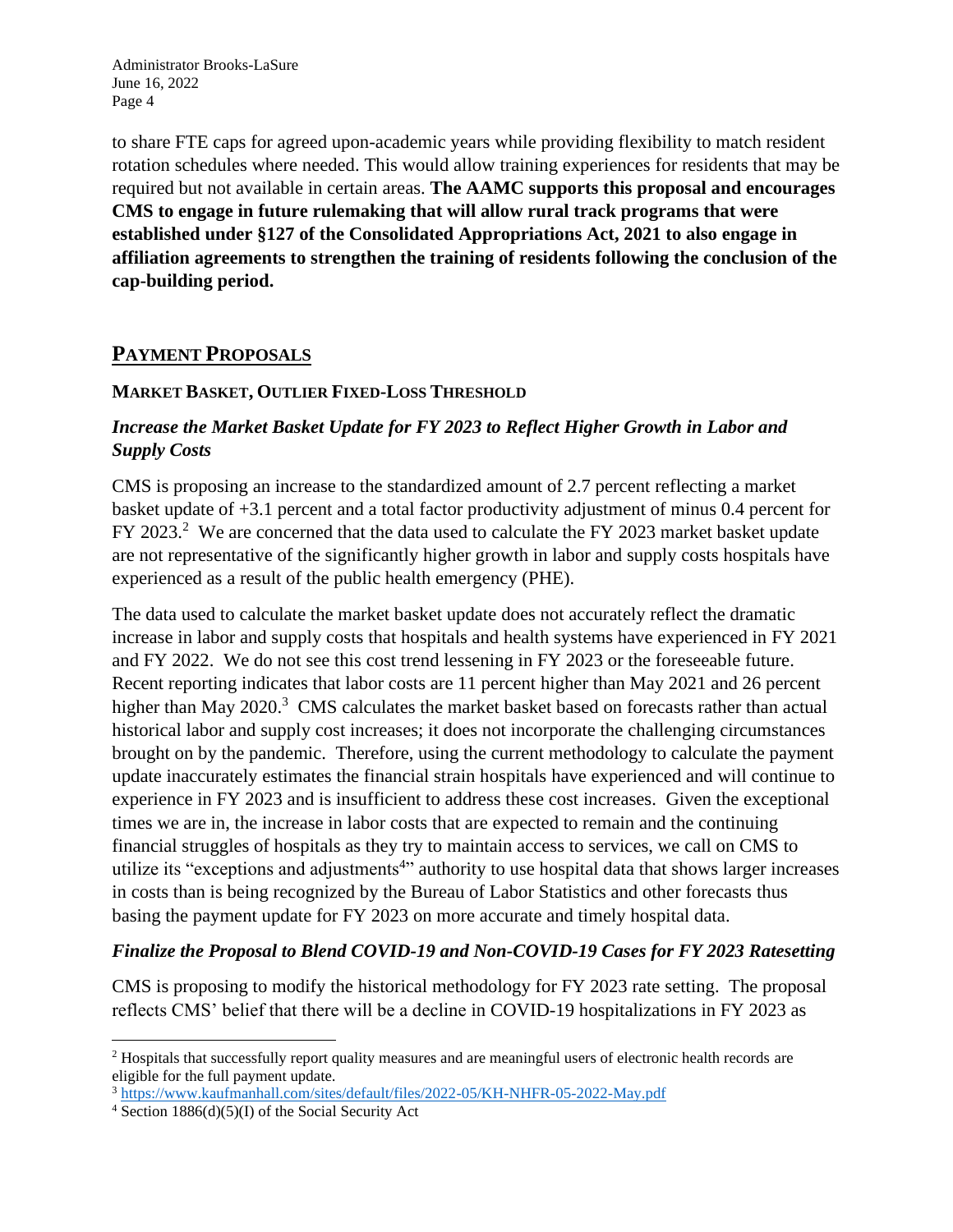to share FTE caps for agreed upon-academic years while providing flexibility to match resident rotation schedules where needed. This would allow training experiences for residents that may be required but not available in certain areas. **The AAMC supports this proposal and encourages CMS to engage in future rulemaking that will allow rural track programs that were established under §127 of the Consolidated Appropriations Act, 2021 to also engage in affiliation agreements to strengthen the training of residents following the conclusion of the cap-building period.**

## PAYMENT PROPOSALS

### MARKET BASKET, OUTLIER FIXED-LOSS THRESHOLD

#### *Increase the Market Basket Update for FY 2023 to Reflect Higher Growth in Labor and Supply Costs*

CMS is proposing an increase to the standardized amount of 2.7 percent reflecting a market basket update of +3.1 percent and a total factor productivity adjustment of minus 0.4 percent for FY 2023.[2] We are concerned that the data used to calculate the FY 2023 market basket update are not representative of the significantly higher growth in labor and supply costs hospitals have experienced as a result of the public health emergency (PHE).

The data used to calculate the market basket update does not accurately reflect the dramatic increase in labor and supply costs that hospitals and health systems have experienced in FY 2021 and FY 2022. We do not see this cost trend lessening in FY 2023 or the foreseeable future. Recent reporting indicates that labor costs are 11 percent higher than May 2021 and 26 percent higher than May 2020.[3] CMS calculates the market basket based on forecasts rather than actual historical labor and supply cost increases; it does not incorporate the challenging circumstances brought on by the pandemic. Therefore, using the current methodology to calculate the payment update inaccurately estimates the financial strain hospitals have experienced and will continue to experience in FY 2023 and is insufficient to address these cost increases. Given the exceptional times we are in, the increase in labor costs that are expected to remain and the continuing financial struggles of hospitals as they try to maintain access to services, we call on CMS to utilize its "exceptions and adjustments[4]" authority to use hospital data that shows larger increases in costs than is being recognized by the Bureau of Labor Statistics and other forecasts thus basing the payment update for FY 2023 on more accurate and timely hospital data.

#### *Finalize the Proposal to Blend COVID-19 and Non-COVID-19 Cases for FY 2023 Ratesetting*

CMS is proposing to modify the historical methodology for FY 2023 rate setting. The proposal reflects CMS' belief that there will be a decline in COVID-19 hospitalizations in FY 2023 as

---

[2] Hospitals that successfully report quality measures and are meaningful users of electronic health records are eligible for the full payment update.

[3] https://www.kaufmanhall.com/sites/default/files/2022-05/KH-NHFR-05-2022-May.pdf

[4] Section 1886(d)(5)(I) of the Social Security Act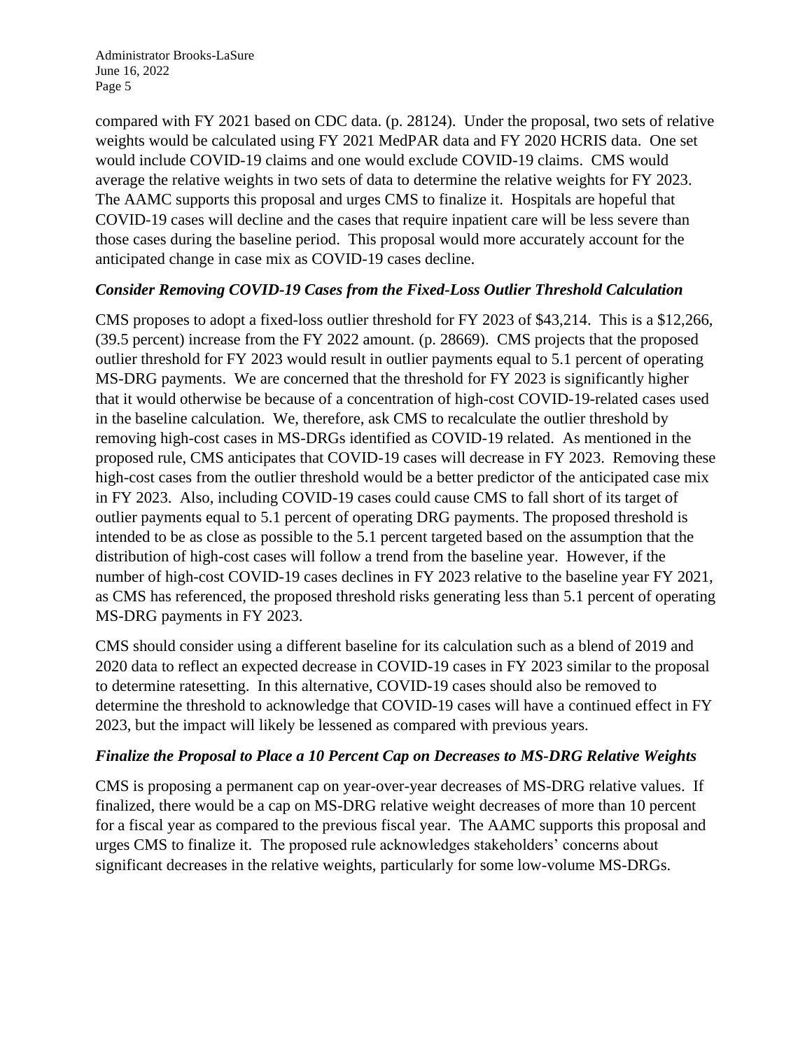compared with FY 2021 based on CDC data. (p. 28124). Under the proposal, two sets of relative weights would be calculated using FY 2021 MedPAR data and FY 2020 HCRIS data. One set would include COVID-19 claims and one would exclude COVID-19 claims. CMS would average the relative weights in two sets of data to determine the relative weights for FY 2023. The AAMC supports this proposal and urges CMS to finalize it. Hospitals are hopeful that COVID-19 cases will decline and the cases that require inpatient care will be less severe than those cases during the baseline period. This proposal would more accurately account for the anticipated change in case mix as COVID-19 cases decline.

### *Consider Removing COVID-19 Cases from the Fixed-Loss Outlier Threshold Calculation*

CMS proposes to adopt a fixed-loss outlier threshold for FY 2023 of $43,214. This is a $12,266, (39.5 percent) increase from the FY 2022 amount. (p. 28669). CMS projects that the proposed outlier threshold for FY 2023 would result in outlier payments equal to 5.1 percent of operating MS-DRG payments. We are concerned that the threshold for FY 2023 is significantly higher that it would otherwise be because of a concentration of high-cost COVID-19-related cases used in the baseline calculation. We, therefore, ask CMS to recalculate the outlier threshold by removing high-cost cases in MS-DRGs identified as COVID-19 related. As mentioned in the proposed rule, CMS anticipates that COVID-19 cases will decrease in FY 2023. Removing these high-cost cases from the outlier threshold would be a better predictor of the anticipated case mix in FY 2023. Also, including COVID-19 cases could cause CMS to fall short of its target of outlier payments equal to 5.1 percent of operating DRG payments. The proposed threshold is intended to be as close as possible to the 5.1 percent targeted based on the assumption that the distribution of high-cost cases will follow a trend from the baseline year. However, if the number of high-cost COVID-19 cases declines in FY 2023 relative to the baseline year FY 2021, as CMS has referenced, the proposed threshold risks generating less than 5.1 percent of operating MS-DRG payments in FY 2023.

CMS should consider using a different baseline for its calculation such as a blend of 2019 and 2020 data to reflect an expected decrease in COVID-19 cases in FY 2023 similar to the proposal to determine ratesetting. In this alternative, COVID-19 cases should also be removed to determine the threshold to acknowledge that COVID-19 cases will have a continued effect in FY 2023, but the impact will likely be lessened as compared with previous years.

### *Finalize the Proposal to Place a 10 Percent Cap on Decreases to MS-DRG Relative Weights*

CMS is proposing a permanent cap on year-over-year decreases of MS-DRG relative values. If finalized, there would be a cap on MS-DRG relative weight decreases of more than 10 percent for a fiscal year as compared to the previous fiscal year. The AAMC supports this proposal and urges CMS to finalize it. The proposed rule acknowledges stakeholders' concerns about significant decreases in the relative weights, particularly for some low-volume MS-DRGs.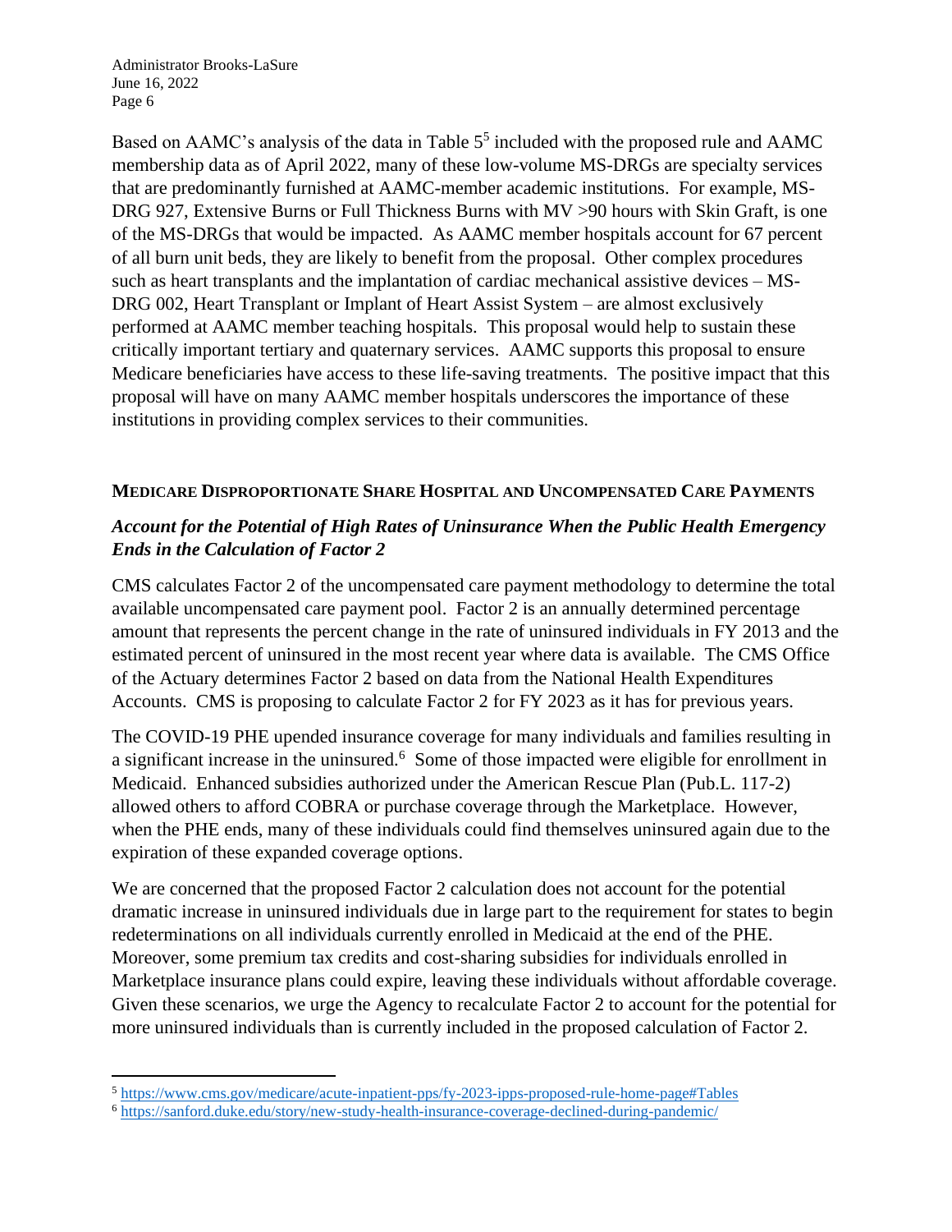Based on AAMC's analysis of the data in Table 5[5] included with the proposed rule and AAMC membership data as of April 2022, many of these low-volume MS-DRGs are specialty services that are predominantly furnished at AAMC-member academic institutions. For example, MS-DRG 927, Extensive Burns or Full Thickness Burns with MV >90 hours with Skin Graft, is one of the MS-DRGs that would be impacted. As AAMC member hospitals account for 67 percent of all burn unit beds, they are likely to benefit from the proposal. Other complex procedures such as heart transplants and the implantation of cardiac mechanical assistive devices – MS-DRG 002, Heart Transplant or Implant of Heart Assist System – are almost exclusively performed at AAMC member teaching hospitals. This proposal would help to sustain these critically important tertiary and quaternary services. AAMC supports this proposal to ensure Medicare beneficiaries have access to these life-saving treatments. The positive impact that this proposal will have on many AAMC member hospitals underscores the importance of these institutions in providing complex services to their communities.

## MEDICARE DISPROPORTIONATE SHARE HOSPITAL AND UNCOMPENSATED CARE PAYMENTS

### *Account for the Potential of High Rates of Uninsurance When the Public Health Emergency Ends in the Calculation of Factor 2*

CMS calculates Factor 2 of the uncompensated care payment methodology to determine the total available uncompensated care payment pool. Factor 2 is an annually determined percentage amount that represents the percent change in the rate of uninsured individuals in FY 2013 and the estimated percent of uninsured in the most recent year where data is available. The CMS Office of the Actuary determines Factor 2 based on data from the National Health Expenditures Accounts. CMS is proposing to calculate Factor 2 for FY 2023 as it has for previous years.

The COVID-19 PHE upended insurance coverage for many individuals and families resulting in a significant increase in the uninsured.[6] Some of those impacted were eligible for enrollment in Medicaid. Enhanced subsidies authorized under the American Rescue Plan (Pub.L. 117-2) allowed others to afford COBRA or purchase coverage through the Marketplace. However, when the PHE ends, many of these individuals could find themselves uninsured again due to the expiration of these expanded coverage options.

We are concerned that the proposed Factor 2 calculation does not account for the potential dramatic increase in uninsured individuals due in large part to the requirement for states to begin redeterminations on all individuals currently enrolled in Medicaid at the end of the PHE. Moreover, some premium tax credits and cost-sharing subsidies for individuals enrolled in Marketplace insurance plans could expire, leaving these individuals without affordable coverage. Given these scenarios, we urge the Agency to recalculate Factor 2 to account for the potential for more uninsured individuals than is currently included in the proposed calculation of Factor 2.

---

[5] https://www.cms.gov/medicare/acute-inpatient-pps/fy-2023-ipps-proposed-rule-home-page#Tables

[6] https://sanford.duke.edu/story/new-study-health-insurance-coverage-declined-during-pandemic/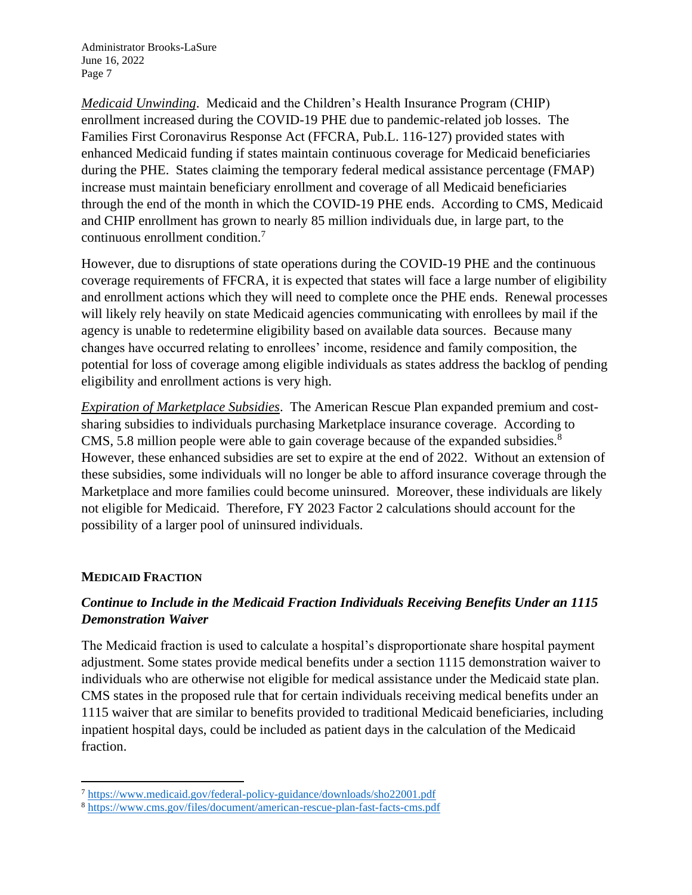*Medicaid Unwinding*. Medicaid and the Children's Health Insurance Program (CHIP) enrollment increased during the COVID-19 PHE due to pandemic-related job losses. The Families First Coronavirus Response Act (FFCRA, Pub.L. 116-127) provided states with enhanced Medicaid funding if states maintain continuous coverage for Medicaid beneficiaries during the PHE. States claiming the temporary federal medical assistance percentage (FMAP) increase must maintain beneficiary enrollment and coverage of all Medicaid beneficiaries through the end of the month in which the COVID-19 PHE ends. According to CMS, Medicaid and CHIP enrollment has grown to nearly 85 million individuals due, in large part, to the continuous enrollment condition.[7]

However, due to disruptions of state operations during the COVID-19 PHE and the continuous coverage requirements of FFCRA, it is expected that states will face a large number of eligibility and enrollment actions which they will need to complete once the PHE ends. Renewal processes will likely rely heavily on state Medicaid agencies communicating with enrollees by mail if the agency is unable to redetermine eligibility based on available data sources. Because many changes have occurred relating to enrollees' income, residence and family composition, the potential for loss of coverage among eligible individuals as states address the backlog of pending eligibility and enrollment actions is very high.

*Expiration of Marketplace Subsidies*. The American Rescue Plan expanded premium and cost-sharing subsidies to individuals purchasing Marketplace insurance coverage. According to CMS, 5.8 million people were able to gain coverage because of the expanded subsidies.[8] However, these enhanced subsidies are set to expire at the end of 2022. Without an extension of these subsidies, some individuals will no longer be able to afford insurance coverage through the Marketplace and more families could become uninsured. Moreover, these individuals are likely not eligible for Medicaid. Therefore, FY 2023 Factor 2 calculations should account for the possibility of a larger pool of uninsured individuals.

## MEDICAID FRACTION

### *Continue to Include in the Medicaid Fraction Individuals Receiving Benefits Under an 1115 Demonstration Waiver*

The Medicaid fraction is used to calculate a hospital's disproportionate share hospital payment adjustment. Some states provide medical benefits under a section 1115 demonstration waiver to individuals who are otherwise not eligible for medical assistance under the Medicaid state plan. CMS states in the proposed rule that for certain individuals receiving medical benefits under an 1115 waiver that are similar to benefits provided to traditional Medicaid beneficiaries, including inpatient hospital days, could be included as patient days in the calculation of the Medicaid fraction.

---

[7] https://www.medicaid.gov/federal-policy-guidance/downloads/sho22001.pdf

[8] https://www.cms.gov/files/document/american-rescue-plan-fast-facts-cms.pdf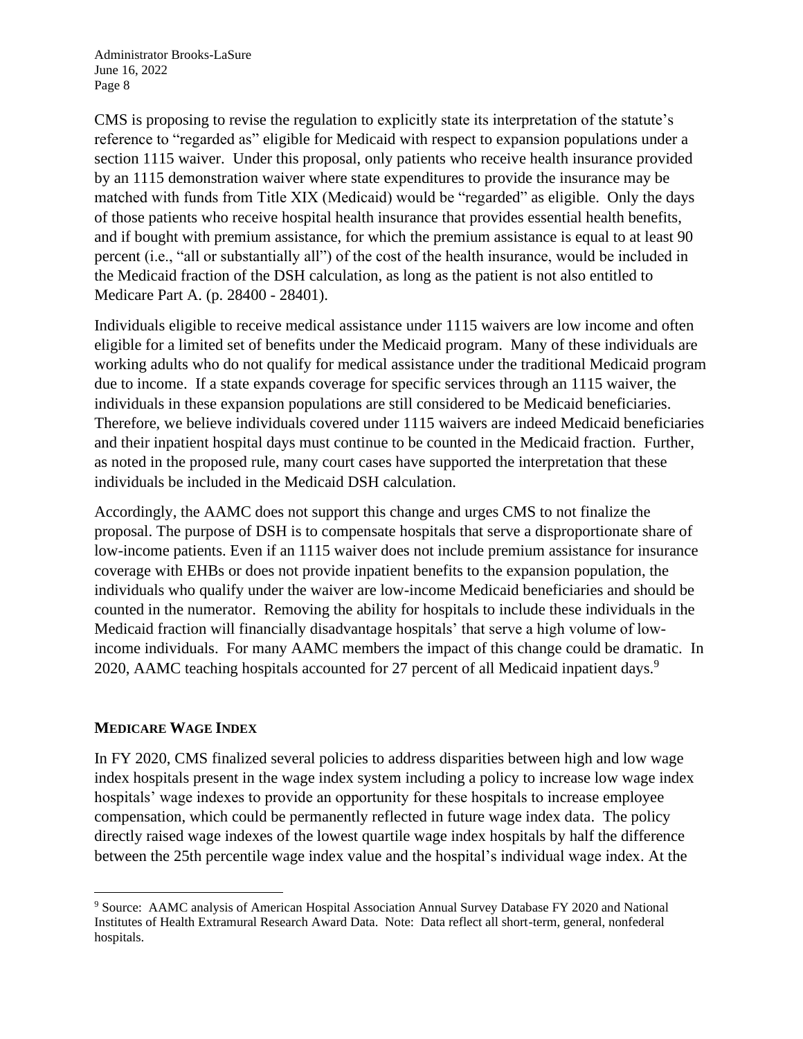CMS is proposing to revise the regulation to explicitly state its interpretation of the statute's reference to "regarded as" eligible for Medicaid with respect to expansion populations under a section 1115 waiver. Under this proposal, only patients who receive health insurance provided by an 1115 demonstration waiver where state expenditures to provide the insurance may be matched with funds from Title XIX (Medicaid) would be "regarded" as eligible. Only the days of those patients who receive hospital health insurance that provides essential health benefits, and if bought with premium assistance, for which the premium assistance is equal to at least 90 percent (i.e., "all or substantially all") of the cost of the health insurance, would be included in the Medicaid fraction of the DSH calculation, as long as the patient is not also entitled to Medicare Part A. (p. 28400 - 28401).

Individuals eligible to receive medical assistance under 1115 waivers are low income and often eligible for a limited set of benefits under the Medicaid program. Many of these individuals are working adults who do not qualify for medical assistance under the traditional Medicaid program due to income. If a state expands coverage for specific services through an 1115 waiver, the individuals in these expansion populations are still considered to be Medicaid beneficiaries. Therefore, we believe individuals covered under 1115 waivers are indeed Medicaid beneficiaries and their inpatient hospital days must continue to be counted in the Medicaid fraction. Further, as noted in the proposed rule, many court cases have supported the interpretation that these individuals be included in the Medicaid DSH calculation.

Accordingly, the AAMC does not support this change and urges CMS to not finalize the proposal. The purpose of DSH is to compensate hospitals that serve a disproportionate share of low-income patients. Even if an 1115 waiver does not include premium assistance for insurance coverage with EHBs or does not provide inpatient benefits to the expansion population, the individuals who qualify under the waiver are low-income Medicaid beneficiaries and should be counted in the numerator. Removing the ability for hospitals to include these individuals in the Medicaid fraction will financially disadvantage hospitals' that serve a high volume of low-income individuals. For many AAMC members the impact of this change could be dramatic. In 2020, AAMC teaching hospitals accounted for 27 percent of all Medicaid inpatient days.[9]

## MEDICARE WAGE INDEX

In FY 2020, CMS finalized several policies to address disparities between high and low wage index hospitals present in the wage index system including a policy to increase low wage index hospitals' wage indexes to provide an opportunity for these hospitals to increase employee compensation, which could be permanently reflected in future wage index data. The policy directly raised wage indexes of the lowest quartile wage index hospitals by half the difference between the 25th percentile wage index value and the hospital's individual wage index. At the

[9] Source: AAMC analysis of American Hospital Association Annual Survey Database FY 2020 and National Institutes of Health Extramural Research Award Data. Note: Data reflect all short-term, general, nonfederal hospitals.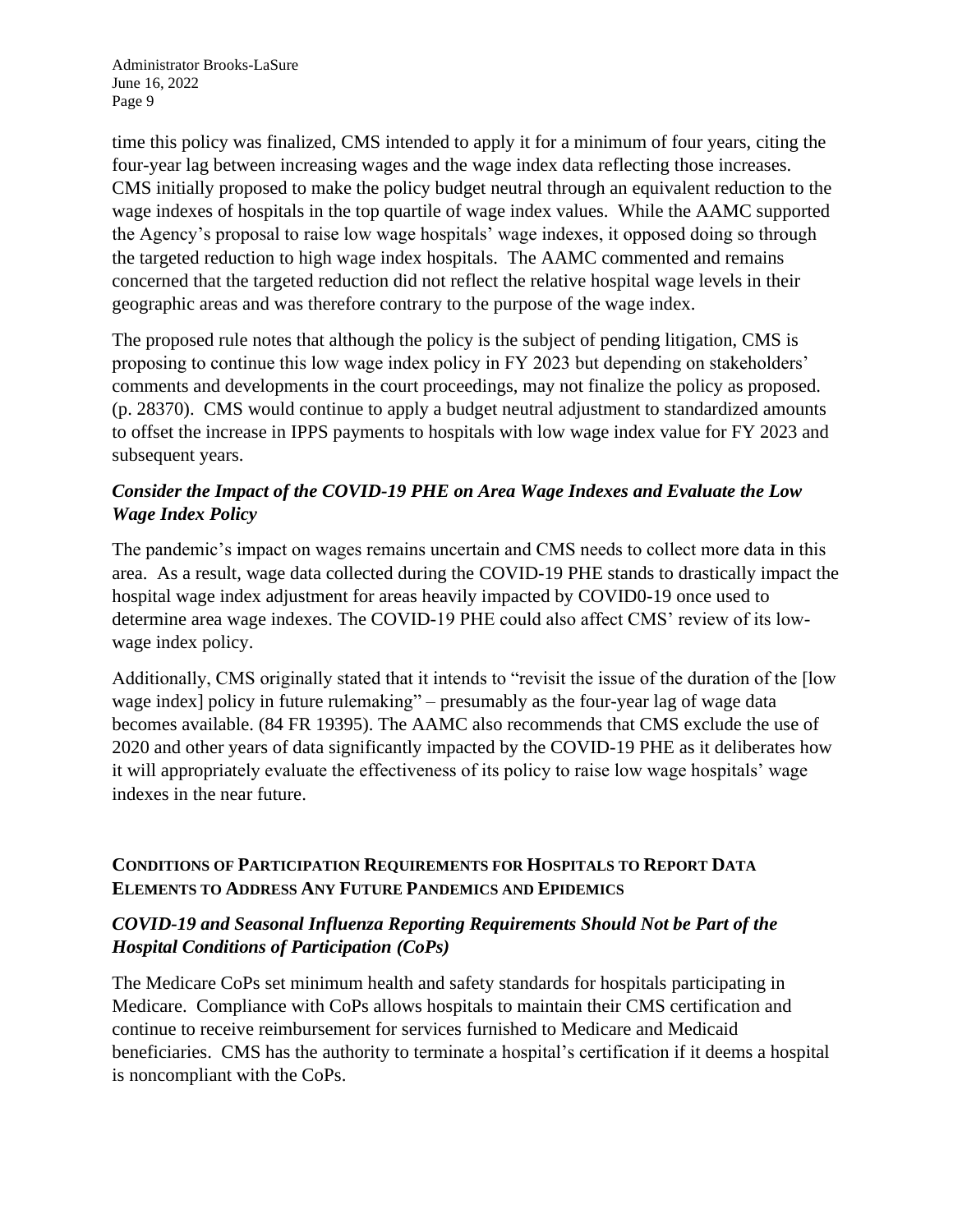time this policy was finalized, CMS intended to apply it for a minimum of four years, citing the four-year lag between increasing wages and the wage index data reflecting those increases. CMS initially proposed to make the policy budget neutral through an equivalent reduction to the wage indexes of hospitals in the top quartile of wage index values. While the AAMC supported the Agency's proposal to raise low wage hospitals' wage indexes, it opposed doing so through the targeted reduction to high wage index hospitals. The AAMC commented and remains concerned that the targeted reduction did not reflect the relative hospital wage levels in their geographic areas and was therefore contrary to the purpose of the wage index.

The proposed rule notes that although the policy is the subject of pending litigation, CMS is proposing to continue this low wage index policy in FY 2023 but depending on stakeholders' comments and developments in the court proceedings, may not finalize the policy as proposed. (p. 28370). CMS would continue to apply a budget neutral adjustment to standardized amounts to offset the increase in IPPS payments to hospitals with low wage index value for FY 2023 and subsequent years.

### *Consider the Impact of the COVID-19 PHE on Area Wage Indexes and Evaluate the Low Wage Index Policy*

The pandemic's impact on wages remains uncertain and CMS needs to collect more data in this area. As a result, wage data collected during the COVID-19 PHE stands to drastically impact the hospital wage index adjustment for areas heavily impacted by COVID0-19 once used to determine area wage indexes. The COVID-19 PHE could also affect CMS' review of its low-wage index policy.

Additionally, CMS originally stated that it intends to "revisit the issue of the duration of the [low wage index] policy in future rulemaking" – presumably as the four-year lag of wage data becomes available. (84 FR 19395). The AAMC also recommends that CMS exclude the use of 2020 and other years of data significantly impacted by the COVID-19 PHE as it deliberates how it will appropriately evaluate the effectiveness of its policy to raise low wage hospitals' wage indexes in the near future.

## CONDITIONS OF PARTICIPATION REQUIREMENTS FOR HOSPITALS TO REPORT DATA ELEMENTS TO ADDRESS ANY FUTURE PANDEMICS AND EPIDEMICS

### *COVID-19 and Seasonal Influenza Reporting Requirements Should Not be Part of the Hospital Conditions of Participation (CoPs)*

The Medicare CoPs set minimum health and safety standards for hospitals participating in Medicare. Compliance with CoPs allows hospitals to maintain their CMS certification and continue to receive reimbursement for services furnished to Medicare and Medicaid beneficiaries. CMS has the authority to terminate a hospital's certification if it deems a hospital is noncompliant with the CoPs.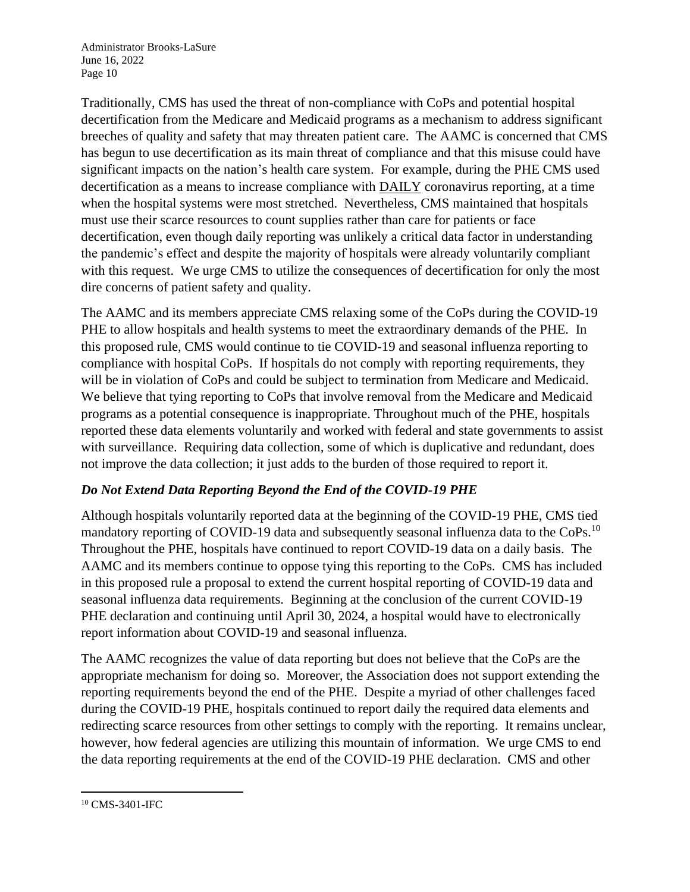Traditionally, CMS has used the threat of non-compliance with CoPs and potential hospital decertification from the Medicare and Medicaid programs as a mechanism to address significant breeches of quality and safety that may threaten patient care. The AAMC is concerned that CMS has begun to use decertification as its main threat of compliance and that this misuse could have significant impacts on the nation's health care system. For example, during the PHE CMS used decertification as a means to increase compliance with DAILY coronavirus reporting, at a time when the hospital systems were most stretched. Nevertheless, CMS maintained that hospitals must use their scarce resources to count supplies rather than care for patients or face decertification, even though daily reporting was unlikely a critical data factor in understanding the pandemic's effect and despite the majority of hospitals were already voluntarily compliant with this request. We urge CMS to utilize the consequences of decertification for only the most dire concerns of patient safety and quality.

The AAMC and its members appreciate CMS relaxing some of the CoPs during the COVID-19 PHE to allow hospitals and health systems to meet the extraordinary demands of the PHE. In this proposed rule, CMS would continue to tie COVID-19 and seasonal influenza reporting to compliance with hospital CoPs. If hospitals do not comply with reporting requirements, they will be in violation of CoPs and could be subject to termination from Medicare and Medicaid. We believe that tying reporting to CoPs that involve removal from the Medicare and Medicaid programs as a potential consequence is inappropriate. Throughout much of the PHE, hospitals reported these data elements voluntarily and worked with federal and state governments to assist with surveillance. Requiring data collection, some of which is duplicative and redundant, does not improve the data collection; it just adds to the burden of those required to report it.

### *Do Not Extend Data Reporting Beyond the End of the COVID-19 PHE*

Although hospitals voluntarily reported data at the beginning of the COVID-19 PHE, CMS tied mandatory reporting of COVID-19 data and subsequently seasonal influenza data to the CoPs.[10] Throughout the PHE, hospitals have continued to report COVID-19 data on a daily basis. The AAMC and its members continue to oppose tying this reporting to the CoPs. CMS has included in this proposed rule a proposal to extend the current hospital reporting of COVID-19 data and seasonal influenza data requirements. Beginning at the conclusion of the current COVID-19 PHE declaration and continuing until April 30, 2024, a hospital would have to electronically report information about COVID-19 and seasonal influenza.

The AAMC recognizes the value of data reporting but does not believe that the CoPs are the appropriate mechanism for doing so. Moreover, the Association does not support extending the reporting requirements beyond the end of the PHE. Despite a myriad of other challenges faced during the COVID-19 PHE, hospitals continued to report daily the required data elements and redirecting scarce resources from other settings to comply with the reporting. It remains unclear, however, how federal agencies are utilizing this mountain of information. We urge CMS to end the data reporting requirements at the end of the COVID-19 PHE declaration. CMS and other

[10] CMS-3401-IFC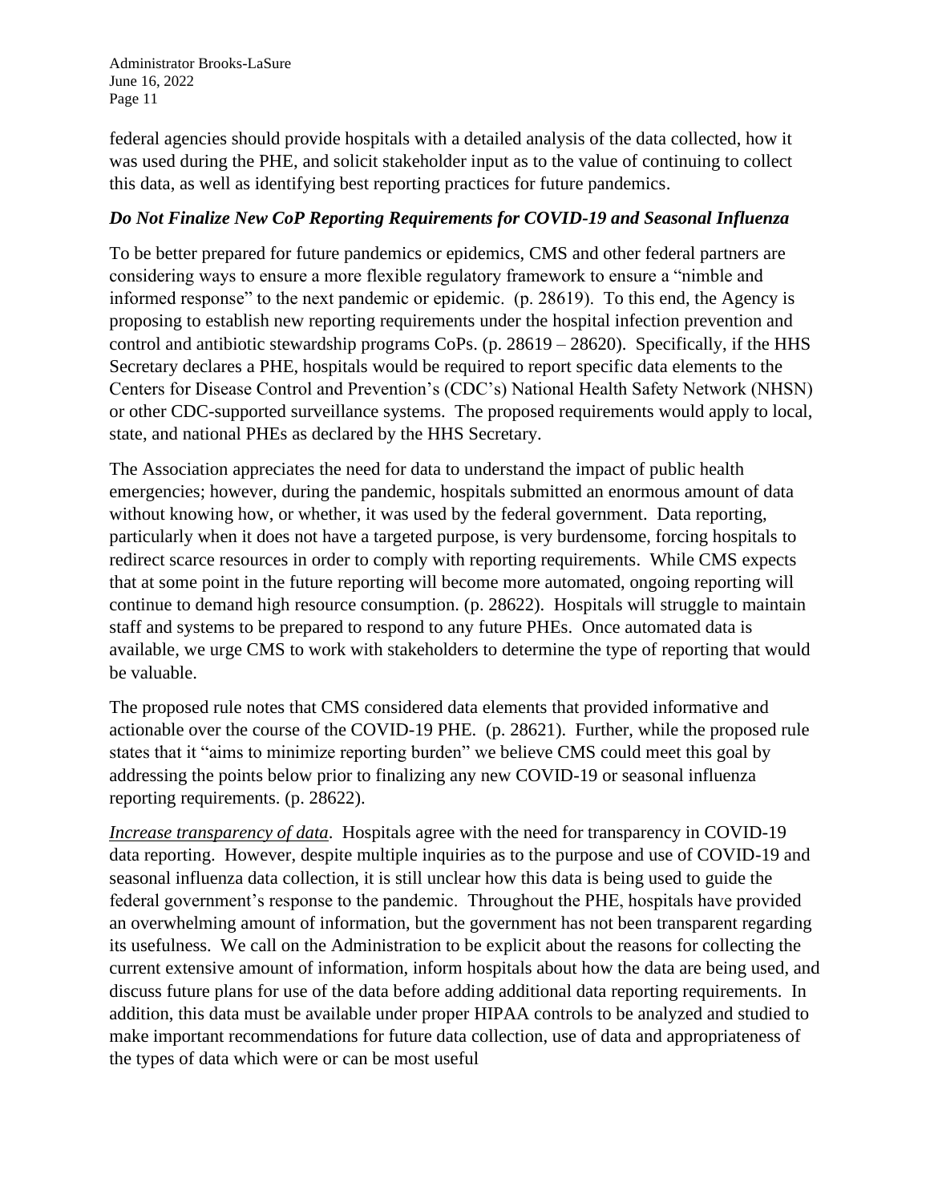federal agencies should provide hospitals with a detailed analysis of the data collected, how it was used during the PHE, and solicit stakeholder input as to the value of continuing to collect this data, as well as identifying best reporting practices for future pandemics.

### *Do Not Finalize New CoP Reporting Requirements for COVID-19 and Seasonal Influenza*

To be better prepared for future pandemics or epidemics, CMS and other federal partners are considering ways to ensure a more flexible regulatory framework to ensure a "nimble and informed response" to the next pandemic or epidemic. (p. 28619). To this end, the Agency is proposing to establish new reporting requirements under the hospital infection prevention and control and antibiotic stewardship programs CoPs. (p. 28619 – 28620). Specifically, if the HHS Secretary declares a PHE, hospitals would be required to report specific data elements to the Centers for Disease Control and Prevention's (CDC's) National Health Safety Network (NHSN) or other CDC-supported surveillance systems. The proposed requirements would apply to local, state, and national PHEs as declared by the HHS Secretary.

The Association appreciates the need for data to understand the impact of public health emergencies; however, during the pandemic, hospitals submitted an enormous amount of data without knowing how, or whether, it was used by the federal government. Data reporting, particularly when it does not have a targeted purpose, is very burdensome, forcing hospitals to redirect scarce resources in order to comply with reporting requirements. While CMS expects that at some point in the future reporting will become more automated, ongoing reporting will continue to demand high resource consumption. (p. 28622). Hospitals will struggle to maintain staff and systems to be prepared to respond to any future PHEs. Once automated data is available, we urge CMS to work with stakeholders to determine the type of reporting that would be valuable.

The proposed rule notes that CMS considered data elements that provided informative and actionable over the course of the COVID-19 PHE. (p. 28621). Further, while the proposed rule states that it "aims to minimize reporting burden" we believe CMS could meet this goal by addressing the points below prior to finalizing any new COVID-19 or seasonal influenza reporting requirements. (p. 28622).

*Increase transparency of data*. Hospitals agree with the need for transparency in COVID-19 data reporting. However, despite multiple inquiries as to the purpose and use of COVID-19 and seasonal influenza data collection, it is still unclear how this data is being used to guide the federal government's response to the pandemic. Throughout the PHE, hospitals have provided an overwhelming amount of information, but the government has not been transparent regarding its usefulness. We call on the Administration to be explicit about the reasons for collecting the current extensive amount of information, inform hospitals about how the data are being used, and discuss future plans for use of the data before adding additional data reporting requirements. In addition, this data must be available under proper HIPAA controls to be analyzed and studied to make important recommendations for future data collection, use of data and appropriateness of the types of data which were or can be most useful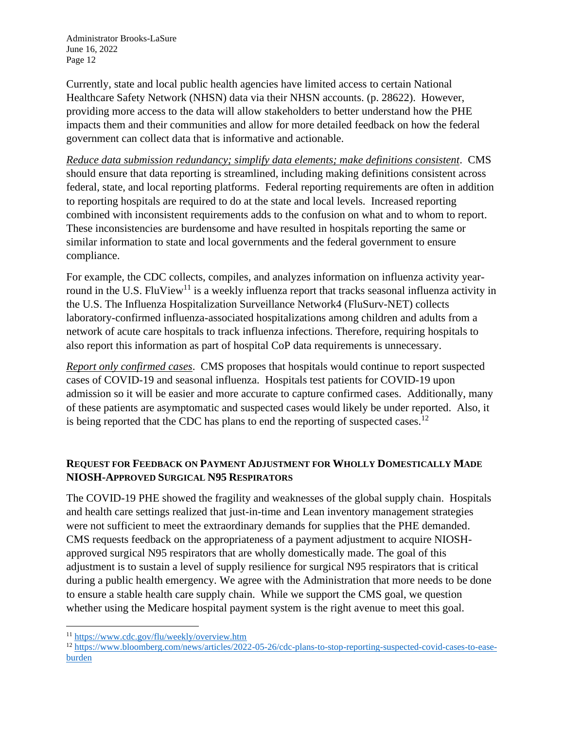Currently, state and local public health agencies have limited access to certain National Healthcare Safety Network (NHSN) data via their NHSN accounts. (p. 28622). However, providing more access to the data will allow stakeholders to better understand how the PHE impacts them and their communities and allow for more detailed feedback on how the federal government can collect data that is informative and actionable.

*Reduce data submission redundancy; simplify data elements; make definitions consistent*. CMS should ensure that data reporting is streamlined, including making definitions consistent across federal, state, and local reporting platforms. Federal reporting requirements are often in addition to reporting hospitals are required to do at the state and local levels. Increased reporting combined with inconsistent requirements adds to the confusion on what and to whom to report. These inconsistencies are burdensome and have resulted in hospitals reporting the same or similar information to state and local governments and the federal government to ensure compliance.

For example, the CDC collects, compiles, and analyzes information on influenza activity year-round in the U.S. FluView[11] is a weekly influenza report that tracks seasonal influenza activity in the U.S. The Influenza Hospitalization Surveillance Network4 (FluSurv-NET) collects laboratory-confirmed influenza-associated hospitalizations among children and adults from a network of acute care hospitals to track influenza infections. Therefore, requiring hospitals to also report this information as part of hospital CoP data requirements is unnecessary.

*Report only confirmed cases*. CMS proposes that hospitals would continue to report suspected cases of COVID-19 and seasonal influenza. Hospitals test patients for COVID-19 upon admission so it will be easier and more accurate to capture confirmed cases. Additionally, many of these patients are asymptomatic and suspected cases would likely be under reported. Also, it is being reported that the CDC has plans to end the reporting of suspected cases.[12]

## REQUEST FOR FEEDBACK ON PAYMENT ADJUSTMENT FOR WHOLLY DOMESTICALLY MADE NIOSH-APPROVED SURGICAL N95 RESPIRATORS

The COVID-19 PHE showed the fragility and weaknesses of the global supply chain. Hospitals and health care settings realized that just-in-time and Lean inventory management strategies were not sufficient to meet the extraordinary demands for supplies that the PHE demanded. CMS requests feedback on the appropriateness of a payment adjustment to acquire NIOSH-approved surgical N95 respirators that are wholly domestically made. The goal of this adjustment is to sustain a level of supply resilience for surgical N95 respirators that is critical during a public health emergency. We agree with the Administration that more needs to be done to ensure a stable health care supply chain. While we support the CMS goal, we question whether using the Medicare hospital payment system is the right avenue to meet this goal.

---

[11] https://www.cdc.gov/flu/weekly/overview.htm

[12] https://www.bloomberg.com/news/articles/2022-05-26/cdc-plans-to-stop-reporting-suspected-covid-cases-to-ease-burden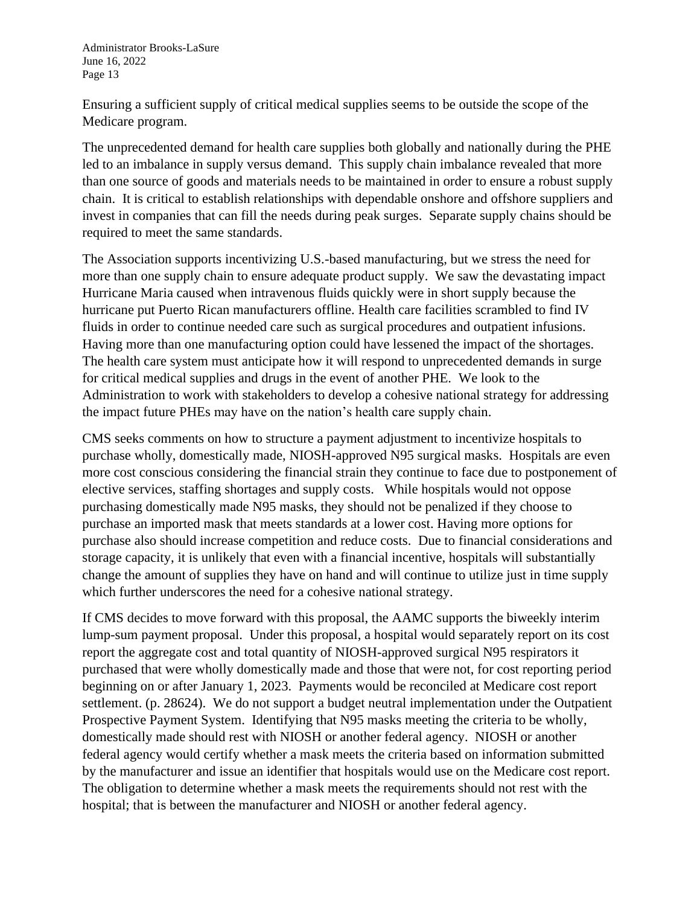Ensuring a sufficient supply of critical medical supplies seems to be outside the scope of the Medicare program.

The unprecedented demand for health care supplies both globally and nationally during the PHE led to an imbalance in supply versus demand. This supply chain imbalance revealed that more than one source of goods and materials needs to be maintained in order to ensure a robust supply chain. It is critical to establish relationships with dependable onshore and offshore suppliers and invest in companies that can fill the needs during peak surges. Separate supply chains should be required to meet the same standards.

The Association supports incentivizing U.S.-based manufacturing, but we stress the need for more than one supply chain to ensure adequate product supply. We saw the devastating impact Hurricane Maria caused when intravenous fluids quickly were in short supply because the hurricane put Puerto Rican manufacturers offline. Health care facilities scrambled to find IV fluids in order to continue needed care such as surgical procedures and outpatient infusions. Having more than one manufacturing option could have lessened the impact of the shortages. The health care system must anticipate how it will respond to unprecedented demands in surge for critical medical supplies and drugs in the event of another PHE. We look to the Administration to work with stakeholders to develop a cohesive national strategy for addressing the impact future PHEs may have on the nation's health care supply chain.

CMS seeks comments on how to structure a payment adjustment to incentivize hospitals to purchase wholly, domestically made, NIOSH-approved N95 surgical masks. Hospitals are even more cost conscious considering the financial strain they continue to face due to postponement of elective services, staffing shortages and supply costs. While hospitals would not oppose purchasing domestically made N95 masks, they should not be penalized if they choose to purchase an imported mask that meets standards at a lower cost. Having more options for purchase also should increase competition and reduce costs. Due to financial considerations and storage capacity, it is unlikely that even with a financial incentive, hospitals will substantially change the amount of supplies they have on hand and will continue to utilize just in time supply which further underscores the need for a cohesive national strategy.

If CMS decides to move forward with this proposal, the AAMC supports the biweekly interim lump-sum payment proposal. Under this proposal, a hospital would separately report on its cost report the aggregate cost and total quantity of NIOSH-approved surgical N95 respirators it purchased that were wholly domestically made and those that were not, for cost reporting period beginning on or after January 1, 2023. Payments would be reconciled at Medicare cost report settlement. (p. 28624). We do not support a budget neutral implementation under the Outpatient Prospective Payment System. Identifying that N95 masks meeting the criteria to be wholly, domestically made should rest with NIOSH or another federal agency. NIOSH or another federal agency would certify whether a mask meets the criteria based on information submitted by the manufacturer and issue an identifier that hospitals would use on the Medicare cost report. The obligation to determine whether a mask meets the requirements should not rest with the hospital; that is between the manufacturer and NIOSH or another federal agency.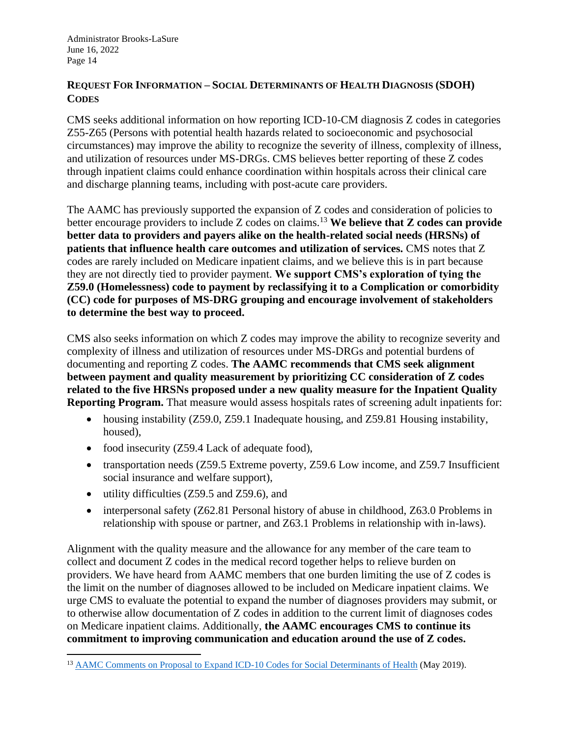## Request For Information – Social Determinants of Health Diagnosis (SDOH) Codes

CMS seeks additional information on how reporting ICD-10-CM diagnosis Z codes in categories Z55-Z65 (Persons with potential health hazards related to socioeconomic and psychosocial circumstances) may improve the ability to recognize the severity of illness, complexity of illness, and utilization of resources under MS-DRGs. CMS believes better reporting of these Z codes through inpatient claims could enhance coordination within hospitals across their clinical care and discharge planning teams, including with post-acute care providers.

The AAMC has previously supported the expansion of Z codes and consideration of policies to better encourage providers to include Z codes on claims.[13] **We believe that Z codes can provide better data to providers and payers alike on the health-related social needs (HRSNs) of patients that influence health care outcomes and utilization of services.** CMS notes that Z codes are rarely included on Medicare inpatient claims, and we believe this is in part because they are not directly tied to provider payment. **We support CMS's exploration of tying the Z59.0 (Homelessness) code to payment by reclassifying it to a Complication or comorbidity (CC) code for purposes of MS-DRG grouping and encourage involvement of stakeholders to determine the best way to proceed.**

CMS also seeks information on which Z codes may improve the ability to recognize severity and complexity of illness and utilization of resources under MS-DRGs and potential burdens of documenting and reporting Z codes. **The AAMC recommends that CMS seek alignment between payment and quality measurement by prioritizing CC consideration of Z codes related to the five HRSNs proposed under a new quality measure for the Inpatient Quality Reporting Program.** That measure would assess hospitals rates of screening adult inpatients for:

- housing instability (Z59.0, Z59.1 Inadequate housing, and Z59.81 Housing instability, housed),
- food insecurity (Z59.4 Lack of adequate food),
- transportation needs (Z59.5 Extreme poverty, Z59.6 Low income, and Z59.7 Insufficient social insurance and welfare support),
- utility difficulties (Z59.5 and Z59.6), and
- interpersonal safety (Z62.81 Personal history of abuse in childhood, Z63.0 Problems in relationship with spouse or partner, and Z63.1 Problems in relationship with in-laws).

Alignment with the quality measure and the allowance for any member of the care team to collect and document Z codes in the medical record together helps to relieve burden on providers. We have heard from AAMC members that one burden limiting the use of Z codes is the limit on the number of diagnoses allowed to be included on Medicare inpatient claims. We urge CMS to evaluate the potential to expand the number of diagnoses providers may submit, or to otherwise allow documentation of Z codes in addition to the current limit of diagnoses codes on Medicare inpatient claims. Additionally, **the AAMC encourages CMS to continue its commitment to improving communication and education around the use of Z codes.**

---

[13] AAMC Comments on Proposal to Expand ICD-10 Codes for Social Determinants of Health (May 2019).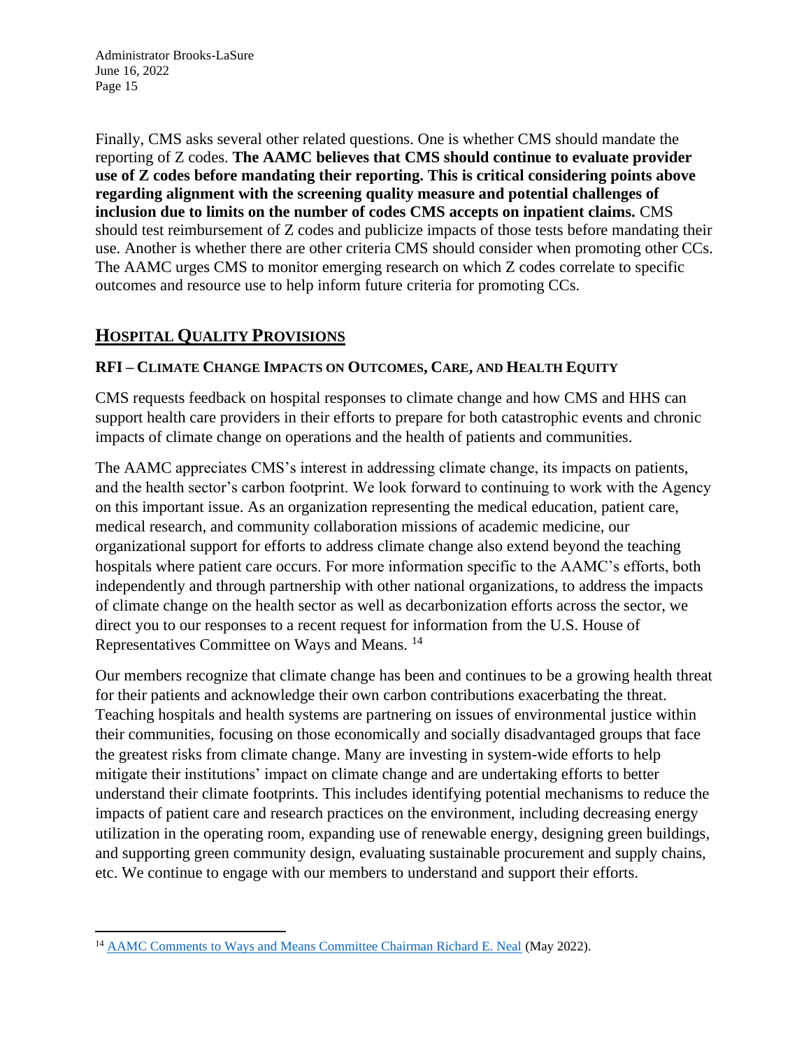Finally, CMS asks several other related questions. One is whether CMS should mandate the reporting of Z codes. **The AAMC believes that CMS should continue to evaluate provider use of Z codes before mandating their reporting. This is critical considering points above regarding alignment with the screening quality measure and potential challenges of inclusion due to limits on the number of codes CMS accepts on inpatient claims.** CMS should test reimbursement of Z codes and publicize impacts of those tests before mandating their use. Another is whether there are other criteria CMS should consider when promoting other CCs. The AAMC urges CMS to monitor emerging research on which Z codes correlate to specific outcomes and resource use to help inform future criteria for promoting CCs.

## HOSPITAL QUALITY PROVISIONS

### RFI – CLIMATE CHANGE IMPACTS ON OUTCOMES, CARE, AND HEALTH EQUITY

CMS requests feedback on hospital responses to climate change and how CMS and HHS can support health care providers in their efforts to prepare for both catastrophic events and chronic impacts of climate change on operations and the health of patients and communities.

The AAMC appreciates CMS's interest in addressing climate change, its impacts on patients, and the health sector's carbon footprint. We look forward to continuing to work with the Agency on this important issue. As an organization representing the medical education, patient care, medical research, and community collaboration missions of academic medicine, our organizational support for efforts to address climate change also extend beyond the teaching hospitals where patient care occurs. For more information specific to the AAMC's efforts, both independently and through partnership with other national organizations, to address the impacts of climate change on the health sector as well as decarbonization efforts across the sector, we direct you to our responses to a recent request for information from the U.S. House of Representatives Committee on Ways and Means. [14]

Our members recognize that climate change has been and continues to be a growing health threat for their patients and acknowledge their own carbon contributions exacerbating the threat. Teaching hospitals and health systems are partnering on issues of environmental justice within their communities, focusing on those economically and socially disadvantaged groups that face the greatest risks from climate change. Many are investing in system-wide efforts to help mitigate their institutions' impact on climate change and are undertaking efforts to better understand their climate footprints. This includes identifying potential mechanisms to reduce the impacts of patient care and research practices on the environment, including decreasing energy utilization in the operating room, expanding use of renewable energy, designing green buildings, and supporting green community design, evaluating sustainable procurement and supply chains, etc. We continue to engage with our members to understand and support their efforts.

---

[14] AAMC Comments to Ways and Means Committee Chairman Richard E. Neal (May 2022).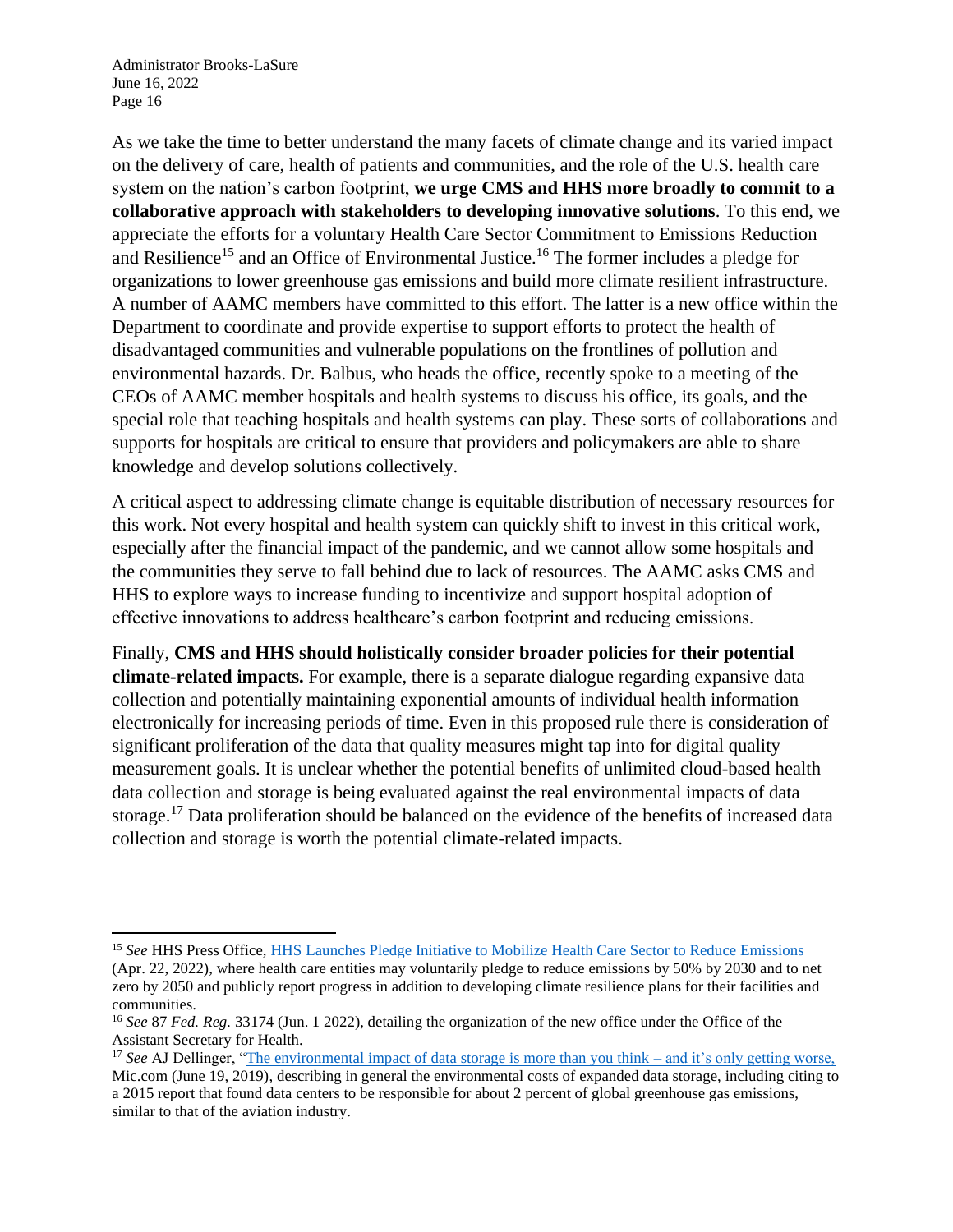As we take the time to better understand the many facets of climate change and its varied impact on the delivery of care, health of patients and communities, and the role of the U.S. health care system on the nation's carbon footprint, **we urge CMS and HHS more broadly to commit to a collaborative approach with stakeholders to developing innovative solutions**. To this end, we appreciate the efforts for a voluntary Health Care Sector Commitment to Emissions Reduction and Resilience[15] and an Office of Environmental Justice.[16] The former includes a pledge for organizations to lower greenhouse gas emissions and build more climate resilient infrastructure. A number of AAMC members have committed to this effort. The latter is a new office within the Department to coordinate and provide expertise to support efforts to protect the health of disadvantaged communities and vulnerable populations on the frontlines of pollution and environmental hazards. Dr. Balbus, who heads the office, recently spoke to a meeting of the CEOs of AAMC member hospitals and health systems to discuss his office, its goals, and the special role that teaching hospitals and health systems can play. These sorts of collaborations and supports for hospitals are critical to ensure that providers and policymakers are able to share knowledge and develop solutions collectively.

A critical aspect to addressing climate change is equitable distribution of necessary resources for this work. Not every hospital and health system can quickly shift to invest in this critical work, especially after the financial impact of the pandemic, and we cannot allow some hospitals and the communities they serve to fall behind due to lack of resources. The AAMC asks CMS and HHS to explore ways to increase funding to incentivize and support hospital adoption of effective innovations to address healthcare's carbon footprint and reducing emissions.

Finally, **CMS and HHS should holistically consider broader policies for their potential climate-related impacts.** For example, there is a separate dialogue regarding expansive data collection and potentially maintaining exponential amounts of individual health information electronically for increasing periods of time. Even in this proposed rule there is consideration of significant proliferation of the data that quality measures might tap into for digital quality measurement goals. It is unclear whether the potential benefits of unlimited cloud-based health data collection and storage is being evaluated against the real environmental impacts of data storage.[17] Data proliferation should be balanced on the evidence of the benefits of increased data collection and storage is worth the potential climate-related impacts.

---

[15] *See* HHS Press Office, HHS Launches Pledge Initiative to Mobilize Health Care Sector to Reduce Emissions (Apr. 22, 2022), where health care entities may voluntarily pledge to reduce emissions by 50% by 2030 and to net zero by 2050 and publicly report progress in addition to developing climate resilience plans for their facilities and communities.

[16] *See* 87 *Fed. Reg.* 33174 (Jun. 1 2022), detailing the organization of the new office under the Office of the Assistant Secretary for Health.

[17] *See* AJ Dellinger, "The environmental impact of data storage is more than you think – and it's only getting worse, Mic.com (June 19, 2019), describing in general the environmental costs of expanded data storage, including citing to a 2015 report that found data centers to be responsible for about 2 percent of global greenhouse gas emissions, similar to that of the aviation industry.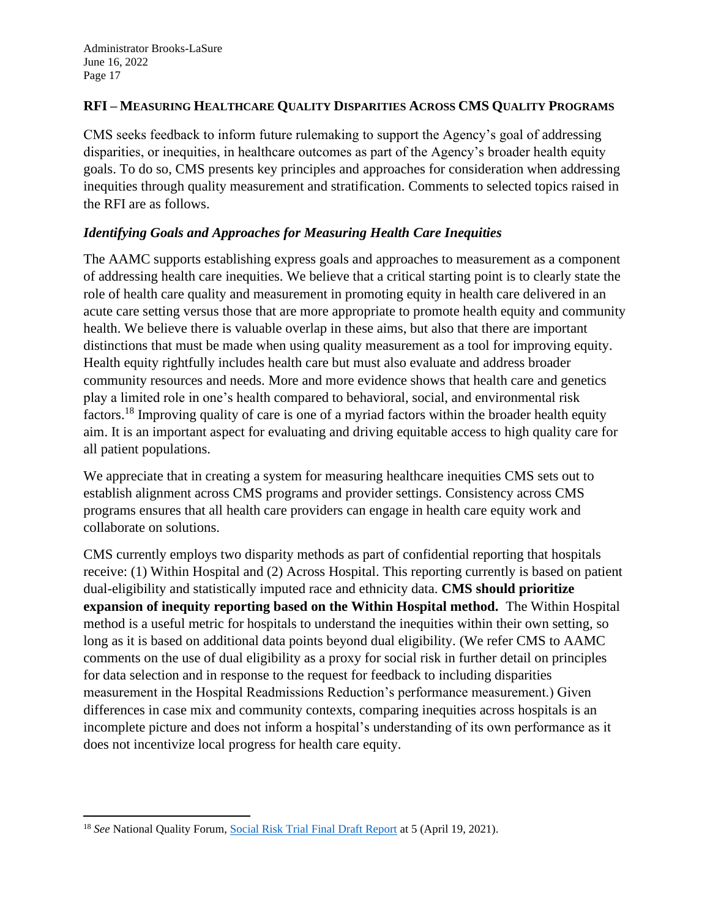## RFI – Measuring Healthcare Quality Disparities Across CMS Quality Programs

CMS seeks feedback to inform future rulemaking to support the Agency's goal of addressing disparities, or inequities, in healthcare outcomes as part of the Agency's broader health equity goals. To do so, CMS presents key principles and approaches for consideration when addressing inequities through quality measurement and stratification. Comments to selected topics raised in the RFI are as follows.

### *Identifying Goals and Approaches for Measuring Health Care Inequities*

The AAMC supports establishing express goals and approaches to measurement as a component of addressing health care inequities. We believe that a critical starting point is to clearly state the role of health care quality and measurement in promoting equity in health care delivered in an acute care setting versus those that are more appropriate to promote health equity and community health. We believe there is valuable overlap in these aims, but also that there are important distinctions that must be made when using quality measurement as a tool for improving equity. Health equity rightfully includes health care but must also evaluate and address broader community resources and needs. More and more evidence shows that health care and genetics play a limited role in one's health compared to behavioral, social, and environmental risk factors.[18] Improving quality of care is one of a myriad factors within the broader health equity aim. It is an important aspect for evaluating and driving equitable access to high quality care for all patient populations.

We appreciate that in creating a system for measuring healthcare inequities CMS sets out to establish alignment across CMS programs and provider settings. Consistency across CMS programs ensures that all health care providers can engage in health care equity work and collaborate on solutions.

CMS currently employs two disparity methods as part of confidential reporting that hospitals receive: (1) Within Hospital and (2) Across Hospital. This reporting currently is based on patient dual-eligibility and statistically imputed race and ethnicity data. **CMS should prioritize expansion of inequity reporting based on the Within Hospital method.** The Within Hospital method is a useful metric for hospitals to understand the inequities within their own setting, so long as it is based on additional data points beyond dual eligibility. (We refer CMS to AAMC comments on the use of dual eligibility as a proxy for social risk in further detail on principles for data selection and in response to the request for feedback to including disparities measurement in the Hospital Readmissions Reduction's performance measurement.) Given differences in case mix and community contexts, comparing inequities across hospitals is an incomplete picture and does not inform a hospital's understanding of its own performance as it does not incentivize local progress for health care equity.

---

[18] *See* National Quality Forum, Social Risk Trial Final Draft Report at 5 (April 19, 2021).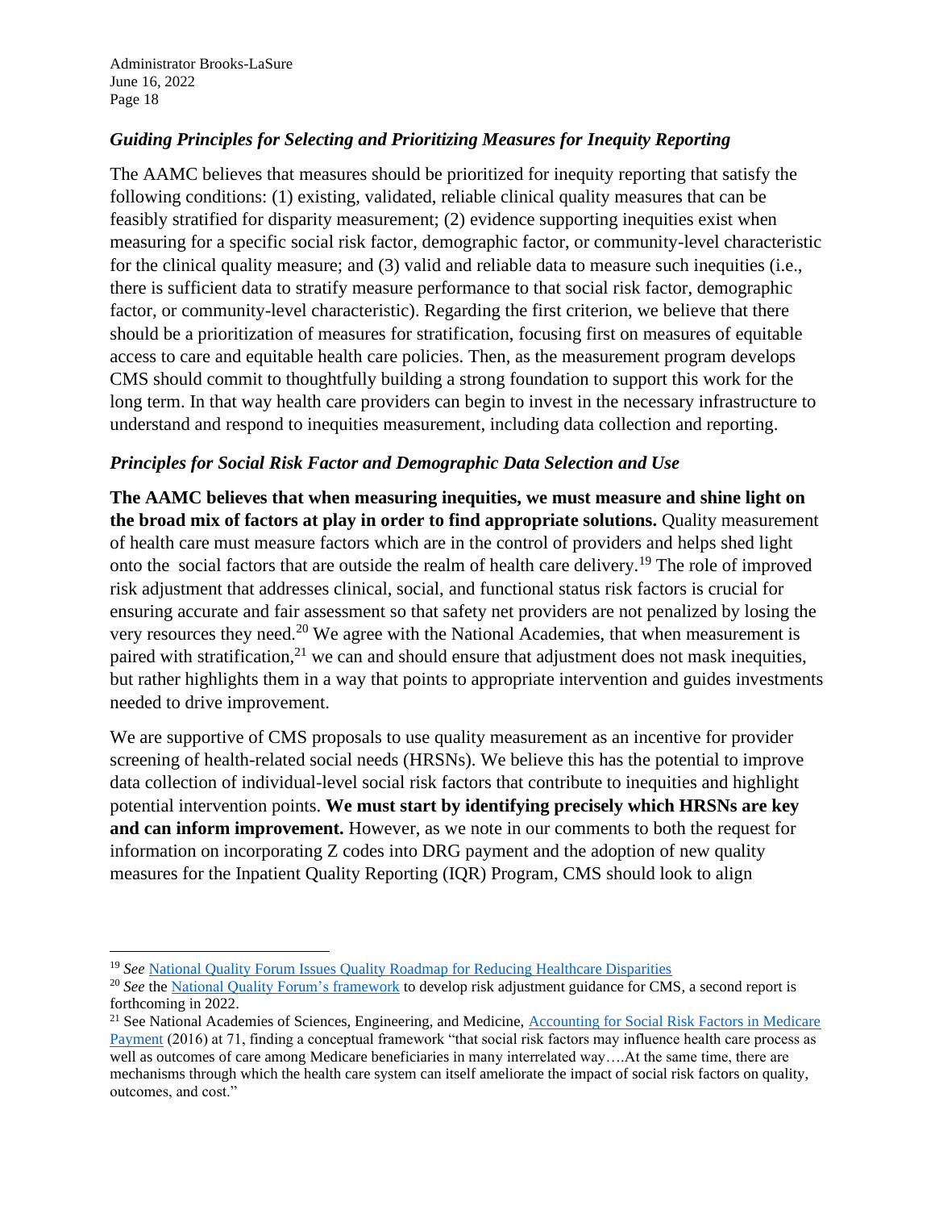### *Guiding Principles for Selecting and Prioritizing Measures for Inequity Reporting*

The AAMC believes that measures should be prioritized for inequity reporting that satisfy the following conditions: (1) existing, validated, reliable clinical quality measures that can be feasibly stratified for disparity measurement; (2) evidence supporting inequities exist when measuring for a specific social risk factor, demographic factor, or community-level characteristic for the clinical quality measure; and (3) valid and reliable data to measure such inequities (i.e., there is sufficient data to stratify measure performance to that social risk factor, demographic factor, or community-level characteristic). Regarding the first criterion, we believe that there should be a prioritization of measures for stratification, focusing first on measures of equitable access to care and equitable health care policies. Then, as the measurement program develops CMS should commit to thoughtfully building a strong foundation to support this work for the long term. In that way health care providers can begin to invest in the necessary infrastructure to understand and respond to inequities measurement, including data collection and reporting.

### *Principles for Social Risk Factor and Demographic Data Selection and Use*

**The AAMC believes that when measuring inequities, we must measure and shine light on the broad mix of factors at play in order to find appropriate solutions.** Quality measurement of health care must measure factors which are in the control of providers and helps shed light onto the social factors that are outside the realm of health care delivery.[19] The role of improved risk adjustment that addresses clinical, social, and functional status risk factors is crucial for ensuring accurate and fair assessment so that safety net providers are not penalized by losing the very resources they need.[20] We agree with the National Academies, that when measurement is paired with stratification,[21] we can and should ensure that adjustment does not mask inequities, but rather highlights them in a way that points to appropriate intervention and guides investments needed to drive improvement.

We are supportive of CMS proposals to use quality measurement as an incentive for provider screening of health-related social needs (HRSNs). We believe this has the potential to improve data collection of individual-level social risk factors that contribute to inequities and highlight potential intervention points. **We must start by identifying precisely which HRSNs are key and can inform improvement.** However, as we note in our comments to both the request for information on incorporating Z codes into DRG payment and the adoption of new quality measures for the Inpatient Quality Reporting (IQR) Program, CMS should look to align

---

[19] *See* National Quality Forum Issues Quality Roadmap for Reducing Healthcare Disparities

[20] *See* the National Quality Forum's framework to develop risk adjustment guidance for CMS, a second report is forthcoming in 2022.

[21] See National Academies of Sciences, Engineering, and Medicine, Accounting for Social Risk Factors in Medicare Payment (2016) at 71, finding a conceptual framework "that social risk factors may influence health care process as well as outcomes of care among Medicare beneficiaries in many interrelated way….At the same time, there are mechanisms through which the health care system can itself ameliorate the impact of social risk factors on quality, outcomes, and cost."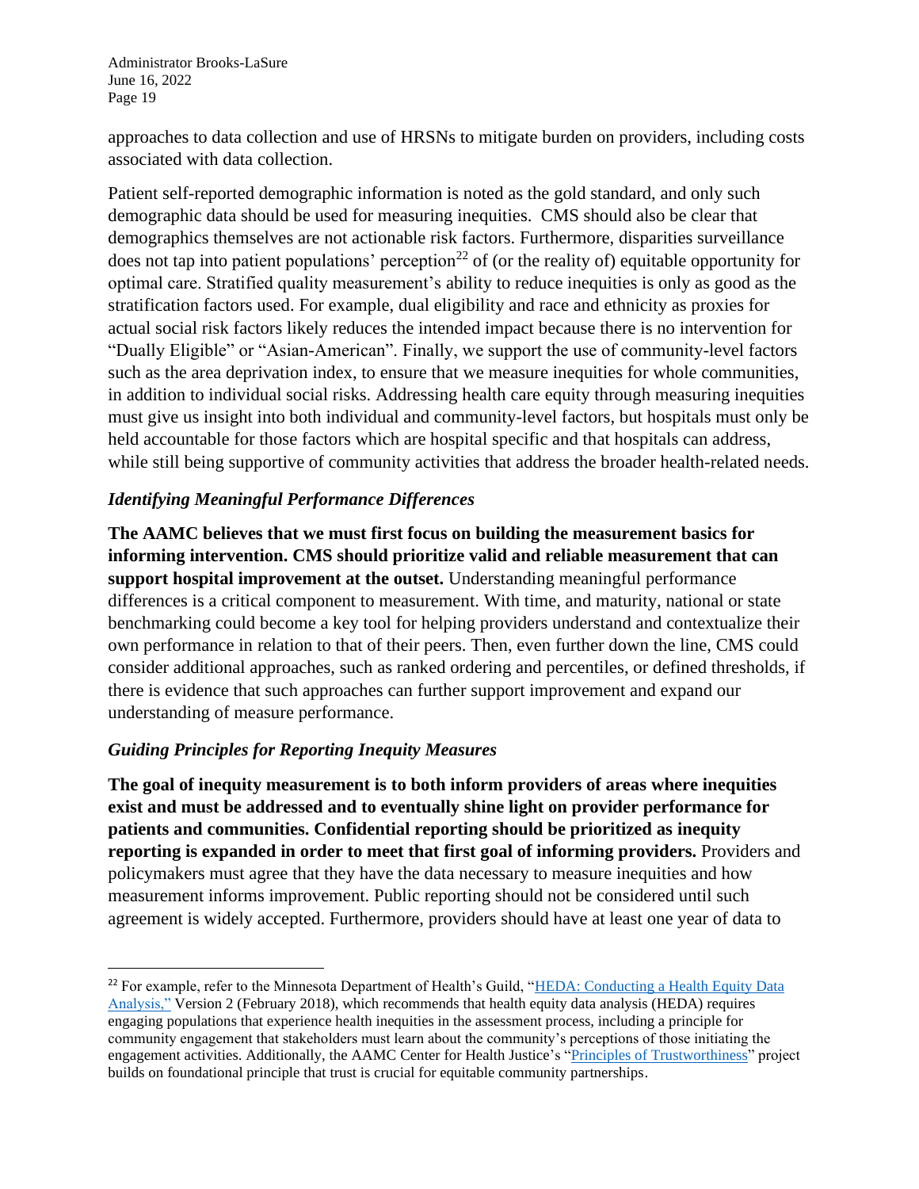approaches to data collection and use of HRSNs to mitigate burden on providers, including costs associated with data collection.

Patient self-reported demographic information is noted as the gold standard, and only such demographic data should be used for measuring inequities. CMS should also be clear that demographics themselves are not actionable risk factors. Furthermore, disparities surveillance does not tap into patient populations' perception[22] of (or the reality of) equitable opportunity for optimal care. Stratified quality measurement's ability to reduce inequities is only as good as the stratification factors used. For example, dual eligibility and race and ethnicity as proxies for actual social risk factors likely reduces the intended impact because there is no intervention for "Dually Eligible" or "Asian-American". Finally, we support the use of community-level factors such as the area deprivation index, to ensure that we measure inequities for whole communities, in addition to individual social risks. Addressing health care equity through measuring inequities must give us insight into both individual and community-level factors, but hospitals must only be held accountable for those factors which are hospital specific and that hospitals can address, while still being supportive of community activities that address the broader health-related needs.

### *Identifying Meaningful Performance Differences*

**The AAMC believes that we must first focus on building the measurement basics for informing intervention. CMS should prioritize valid and reliable measurement that can support hospital improvement at the outset.** Understanding meaningful performance differences is a critical component to measurement. With time, and maturity, national or state benchmarking could become a key tool for helping providers understand and contextualize their own performance in relation to that of their peers. Then, even further down the line, CMS could consider additional approaches, such as ranked ordering and percentiles, or defined thresholds, if there is evidence that such approaches can further support improvement and expand our understanding of measure performance.

### *Guiding Principles for Reporting Inequity Measures*

**The goal of inequity measurement is to both inform providers of areas where inequities exist and must be addressed and to eventually shine light on provider performance for patients and communities. Confidential reporting should be prioritized as inequity reporting is expanded in order to meet that first goal of informing providers.** Providers and policymakers must agree that they have the data necessary to measure inequities and how measurement informs improvement. Public reporting should not be considered until such agreement is widely accepted. Furthermore, providers should have at least one year of data to

---

[22] For example, refer to the Minnesota Department of Health's Guild, "HEDA: Conducting a Health Equity Data Analysis," Version 2 (February 2018), which recommends that health equity data analysis (HEDA) requires engaging populations that experience health inequities in the assessment process, including a principle for community engagement that stakeholders must learn about the community's perceptions of those initiating the engagement activities. Additionally, the AAMC Center for Health Justice's "Principles of Trustworthiness" project builds on foundational principle that trust is crucial for equitable community partnerships.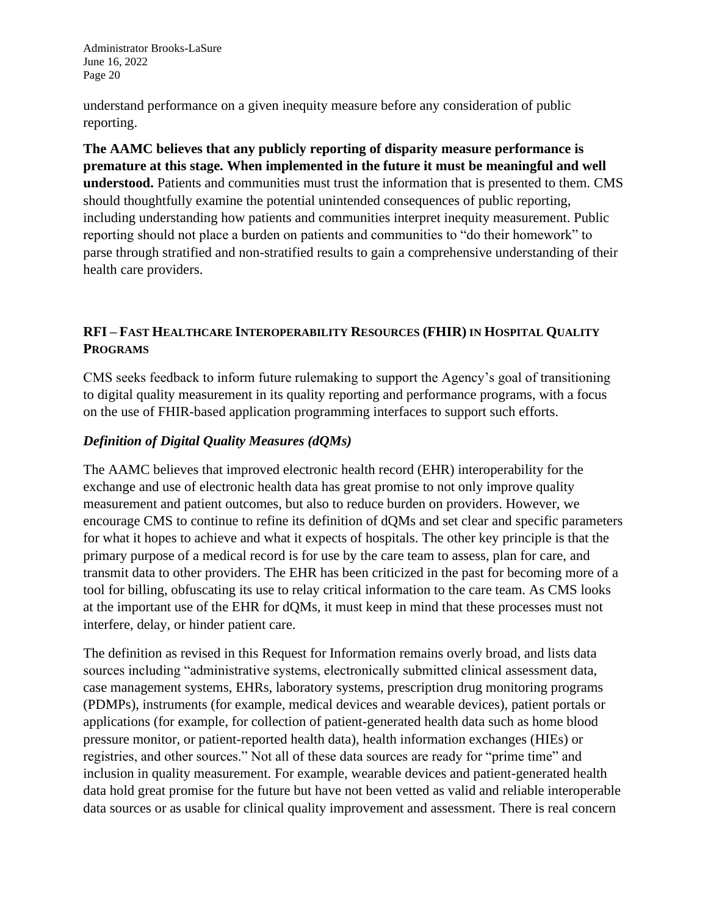understand performance on a given inequity measure before any consideration of public reporting.

**The AAMC believes that any publicly reporting of disparity measure performance is premature at this stage. When implemented in the future it must be meaningful and well understood.** Patients and communities must trust the information that is presented to them. CMS should thoughtfully examine the potential unintended consequences of public reporting, including understanding how patients and communities interpret inequity measurement. Public reporting should not place a burden on patients and communities to "do their homework" to parse through stratified and non-stratified results to gain a comprehensive understanding of their health care providers.

## RFI – Fast Healthcare Interoperability Resources (FHIR) in Hospital Quality Programs

CMS seeks feedback to inform future rulemaking to support the Agency's goal of transitioning to digital quality measurement in its quality reporting and performance programs, with a focus on the use of FHIR-based application programming interfaces to support such efforts.

### *Definition of Digital Quality Measures (dQMs)*

The AAMC believes that improved electronic health record (EHR) interoperability for the exchange and use of electronic health data has great promise to not only improve quality measurement and patient outcomes, but also to reduce burden on providers. However, we encourage CMS to continue to refine its definition of dQMs and set clear and specific parameters for what it hopes to achieve and what it expects of hospitals. The other key principle is that the primary purpose of a medical record is for use by the care team to assess, plan for care, and transmit data to other providers. The EHR has been criticized in the past for becoming more of a tool for billing, obfuscating its use to relay critical information to the care team. As CMS looks at the important use of the EHR for dQMs, it must keep in mind that these processes must not interfere, delay, or hinder patient care.

The definition as revised in this Request for Information remains overly broad, and lists data sources including "administrative systems, electronically submitted clinical assessment data, case management systems, EHRs, laboratory systems, prescription drug monitoring programs (PDMPs), instruments (for example, medical devices and wearable devices), patient portals or applications (for example, for collection of patient-generated health data such as home blood pressure monitor, or patient-reported health data), health information exchanges (HIEs) or registries, and other sources." Not all of these data sources are ready for "prime time" and inclusion in quality measurement. For example, wearable devices and patient-generated health data hold great promise for the future but have not been vetted as valid and reliable interoperable data sources or as usable for clinical quality improvement and assessment. There is real concern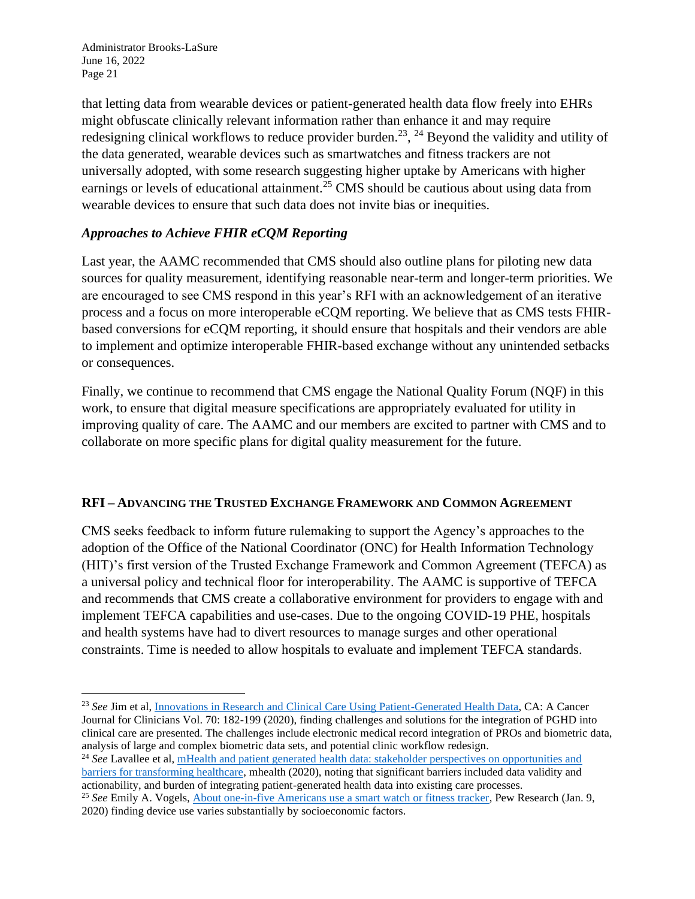that letting data from wearable devices or patient-generated health data flow freely into EHRs might obfuscate clinically relevant information rather than enhance it and may require redesigning clinical workflows to reduce provider burden.[23], [24] Beyond the validity and utility of the data generated, wearable devices such as smartwatches and fitness trackers are not universally adopted, with some research suggesting higher uptake by Americans with higher earnings or levels of educational attainment.[25] CMS should be cautious about using data from wearable devices to ensure that such data does not invite bias or inequities.

### *Approaches to Achieve FHIR eCQM Reporting*

Last year, the AAMC recommended that CMS should also outline plans for piloting new data sources for quality measurement, identifying reasonable near-term and longer-term priorities. We are encouraged to see CMS respond in this year's RFI with an acknowledgement of an iterative process and a focus on more interoperable eCQM reporting. We believe that as CMS tests FHIR-based conversions for eCQM reporting, it should ensure that hospitals and their vendors are able to implement and optimize interoperable FHIR-based exchange without any unintended setbacks or consequences.

Finally, we continue to recommend that CMS engage the National Quality Forum (NQF) in this work, to ensure that digital measure specifications are appropriately evaluated for utility in improving quality of care. The AAMC and our members are excited to partner with CMS and to collaborate on more specific plans for digital quality measurement for the future.

## RFI – Advancing the Trusted Exchange Framework and Common Agreement

CMS seeks feedback to inform future rulemaking to support the Agency's approaches to the adoption of the Office of the National Coordinator (ONC) for Health Information Technology (HIT)'s first version of the Trusted Exchange Framework and Common Agreement (TEFCA) as a universal policy and technical floor for interoperability. The AAMC is supportive of TEFCA and recommends that CMS create a collaborative environment for providers to engage with and implement TEFCA capabilities and use-cases. Due to the ongoing COVID-19 PHE, hospitals and health systems have had to divert resources to manage surges and other operational constraints. Time is needed to allow hospitals to evaluate and implement TEFCA standards.

---

[23] *See* Jim et al, Innovations in Research and Clinical Care Using Patient-Generated Health Data, CA: A Cancer Journal for Clinicians Vol. 70: 182-199 (2020), finding challenges and solutions for the integration of PGHD into clinical care are presented. The challenges include electronic medical record integration of PROs and biometric data, analysis of large and complex biometric data sets, and potential clinic workflow redesign.

[24] *See* Lavallee et al, mHealth and patient generated health data: stakeholder perspectives on opportunities and barriers for transforming healthcare, mhealth (2020), noting that significant barriers included data validity and actionability, and burden of integrating patient-generated health data into existing care processes.

[25] *See* Emily A. Vogels, About one-in-five Americans use a smart watch or fitness tracker, Pew Research (Jan. 9, 2020) finding device use varies substantially by socioeconomic factors.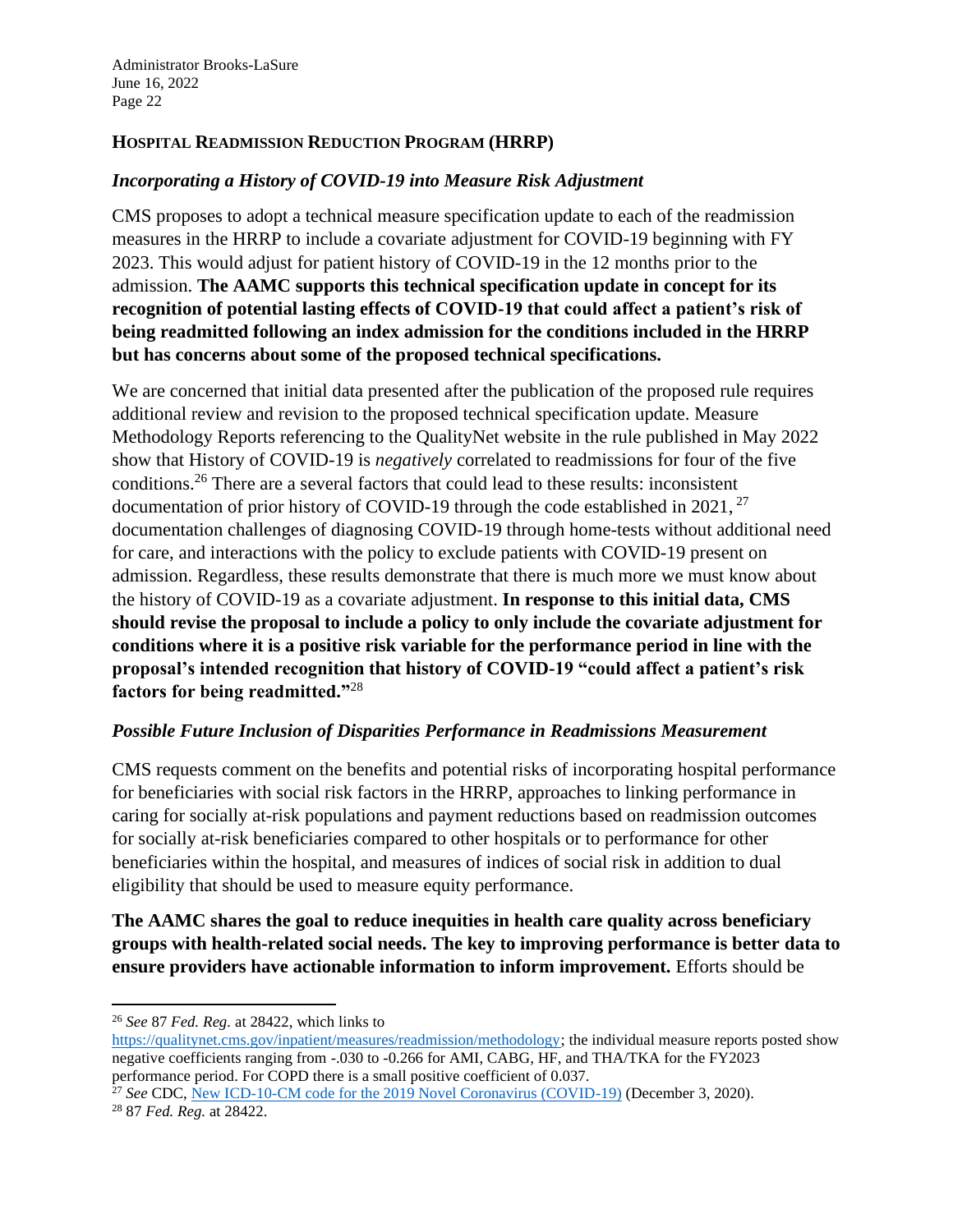## Hospital Readmission Reduction Program (HRRP)

### *Incorporating a History of COVID-19 into Measure Risk Adjustment*

CMS proposes to adopt a technical measure specification update to each of the readmission measures in the HRRP to include a covariate adjustment for COVID-19 beginning with FY 2023. This would adjust for patient history of COVID-19 in the 12 months prior to the admission. **The AAMC supports this technical specification update in concept for its recognition of potential lasting effects of COVID-19 that could affect a patient's risk of being readmitted following an index admission for the conditions included in the HRRP but has concerns about some of the proposed technical specifications.**

We are concerned that initial data presented after the publication of the proposed rule requires additional review and revision to the proposed technical specification update. Measure Methodology Reports referencing to the QualityNet website in the rule published in May 2022 show that History of COVID-19 is *negatively* correlated to readmissions for four of the five conditions.[26] There are a several factors that could lead to these results: inconsistent documentation of prior history of COVID-19 through the code established in 2021,[27] documentation challenges of diagnosing COVID-19 through home-tests without additional need for care, and interactions with the policy to exclude patients with COVID-19 present on admission. Regardless, these results demonstrate that there is much more we must know about the history of COVID-19 as a covariate adjustment. **In response to this initial data, CMS should revise the proposal to include a policy to only include the covariate adjustment for conditions where it is a positive risk variable for the performance period in line with the proposal's intended recognition that history of COVID-19 "could affect a patient's risk factors for being readmitted."**[28]

### *Possible Future Inclusion of Disparities Performance in Readmissions Measurement*

CMS requests comment on the benefits and potential risks of incorporating hospital performance for beneficiaries with social risk factors in the HRRP, approaches to linking performance in caring for socially at-risk populations and payment reductions based on readmission outcomes for socially at-risk beneficiaries compared to other hospitals or to performance for other beneficiaries within the hospital, and measures of indices of social risk in addition to dual eligibility that should be used to measure equity performance.

**The AAMC shares the goal to reduce inequities in health care quality across beneficiary groups with health-related social needs. The key to improving performance is better data to ensure providers have actionable information to inform improvement.** Efforts should be

---

[26] *See* 87 *Fed. Reg.* at 28422, which links to https://qualitynet.cms.gov/inpatient/measures/readmission/methodology; the individual measure reports posted show negative coefficients ranging from -.030 to -0.266 for AMI, CABG, HF, and THA/TKA for the FY2023 performance period. For COPD there is a small positive coefficient of 0.037.

[27] *See* CDC, New ICD-10-CM code for the 2019 Novel Coronavirus (COVID-19) (December 3, 2020).

[28] 87 *Fed. Reg.* at 28422.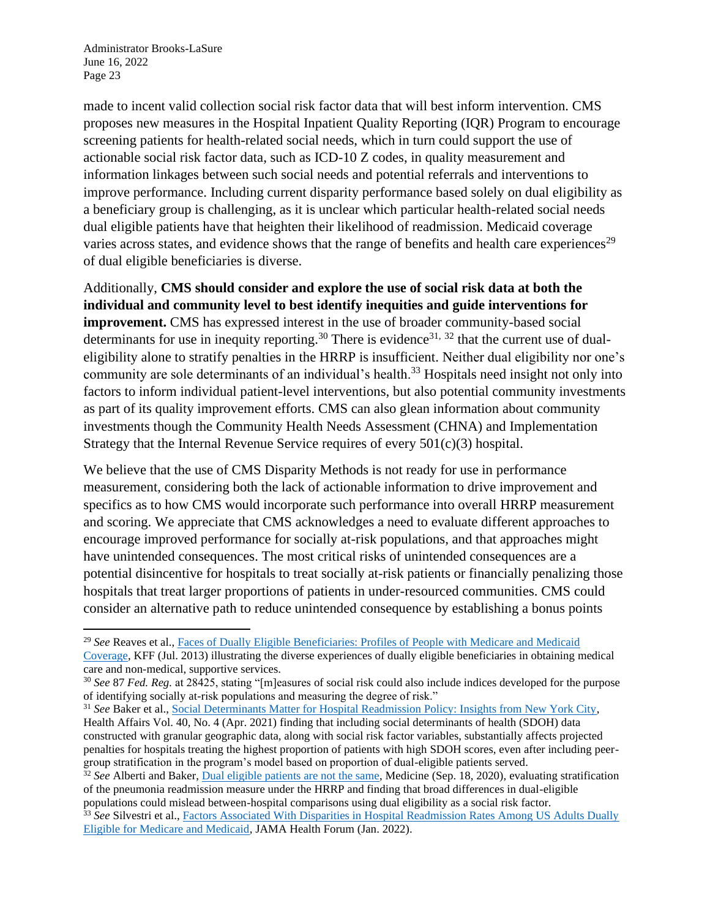made to incent valid collection social risk factor data that will best inform intervention. CMS proposes new measures in the Hospital Inpatient Quality Reporting (IQR) Program to encourage screening patients for health-related social needs, which in turn could support the use of actionable social risk factor data, such as ICD-10 Z codes, in quality measurement and information linkages between such social needs and potential referrals and interventions to improve performance. Including current disparity performance based solely on dual eligibility as a beneficiary group is challenging, as it is unclear which particular health-related social needs dual eligible patients have that heighten their likelihood of readmission. Medicaid coverage varies across states, and evidence shows that the range of benefits and health care experiences[29] of dual eligible beneficiaries is diverse.

Additionally, **CMS should consider and explore the use of social risk data at both the individual and community level to best identify inequities and guide interventions for improvement.** CMS has expressed interest in the use of broader community-based social determinants for use in inequity reporting.[30] There is evidence[31, 32] that the current use of dual-eligibility alone to stratify penalties in the HRRP is insufficient. Neither dual eligibility nor one's community are sole determinants of an individual's health.[33] Hospitals need insight not only into factors to inform individual patient-level interventions, but also potential community investments as part of its quality improvement efforts. CMS can also glean information about community investments though the Community Health Needs Assessment (CHNA) and Implementation Strategy that the Internal Revenue Service requires of every 501(c)(3) hospital.

We believe that the use of CMS Disparity Methods is not ready for use in performance measurement, considering both the lack of actionable information to drive improvement and specifics as to how CMS would incorporate such performance into overall HRRP measurement and scoring. We appreciate that CMS acknowledges a need to evaluate different approaches to encourage improved performance for socially at-risk populations, and that approaches might have unintended consequences. The most critical risks of unintended consequences are a potential disincentive for hospitals to treat socially at-risk patients or financially penalizing those hospitals that treat larger proportions of patients in under-resourced communities. CMS could consider an alternative path to reduce unintended consequence by establishing a bonus points

---

[29] *See* Reaves et al., Faces of Dually Eligible Beneficiaries: Profiles of People with Medicare and Medicaid Coverage, KFF (Jul. 2013) illustrating the diverse experiences of dually eligible beneficiaries in obtaining medical care and non-medical, supportive services.

[30] *See* 87 *Fed. Reg.* at 28425, stating "[m]easures of social risk could also include indices developed for the purpose of identifying socially at-risk populations and measuring the degree of risk."

[31] *See* Baker et al., Social Determinants Matter for Hospital Readmission Policy: Insights from New York City, Health Affairs Vol. 40, No. 4 (Apr. 2021) finding that including social determinants of health (SDOH) data constructed with granular geographic data, along with social risk factor variables, substantially affects projected penalties for hospitals treating the highest proportion of patients with high SDOH scores, even after including peer-group stratification in the program's model based on proportion of dual-eligible patients served.

[32] *See* Alberti and Baker, Dual eligible patients are not the same, Medicine (Sep. 18, 2020), evaluating stratification of the pneumonia readmission measure under the HRRP and finding that broad differences in dual-eligible populations could mislead between-hospital comparisons using dual eligibility as a social risk factor.

[33] *See* Silvestri et al., Factors Associated With Disparities in Hospital Readmission Rates Among US Adults Dually Eligible for Medicare and Medicaid, JAMA Health Forum (Jan. 2022).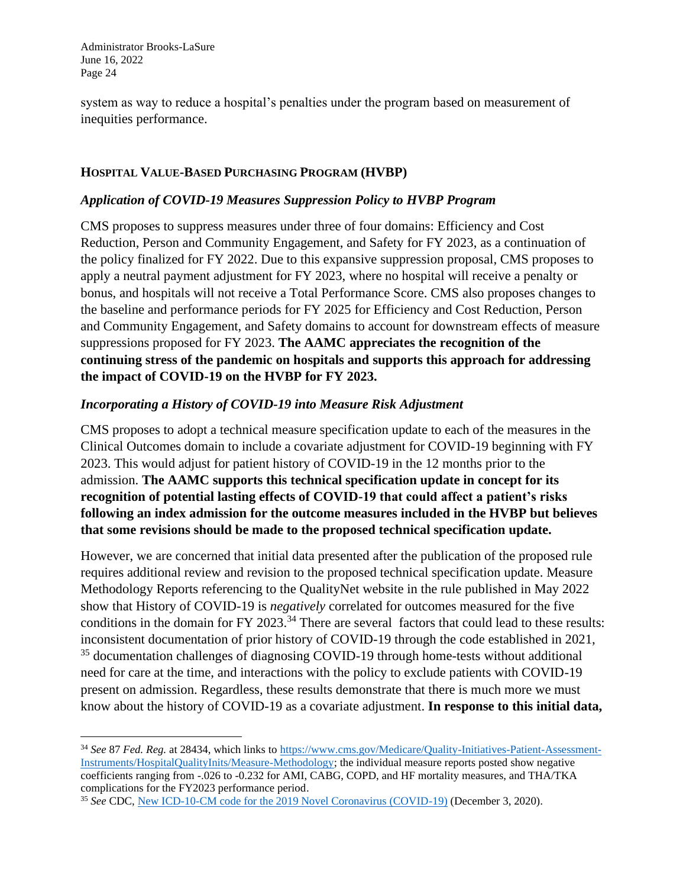system as way to reduce a hospital's penalties under the program based on measurement of inequities performance.

## HOSPITAL VALUE-BASED PURCHASING PROGRAM (HVBP)

### *Application of COVID-19 Measures Suppression Policy to HVBP Program*

CMS proposes to suppress measures under three of four domains: Efficiency and Cost Reduction, Person and Community Engagement, and Safety for FY 2023, as a continuation of the policy finalized for FY 2022. Due to this expansive suppression proposal, CMS proposes to apply a neutral payment adjustment for FY 2023, where no hospital will receive a penalty or bonus, and hospitals will not receive a Total Performance Score. CMS also proposes changes to the baseline and performance periods for FY 2025 for Efficiency and Cost Reduction, Person and Community Engagement, and Safety domains to account for downstream effects of measure suppressions proposed for FY 2023. **The AAMC appreciates the recognition of the continuing stress of the pandemic on hospitals and supports this approach for addressing the impact of COVID-19 on the HVBP for FY 2023.**

### *Incorporating a History of COVID-19 into Measure Risk Adjustment*

CMS proposes to adopt a technical measure specification update to each of the measures in the Clinical Outcomes domain to include a covariate adjustment for COVID-19 beginning with FY 2023. This would adjust for patient history of COVID-19 in the 12 months prior to the admission. **The AAMC supports this technical specification update in concept for its recognition of potential lasting effects of COVID-19 that could affect a patient's risks following an index admission for the outcome measures included in the HVBP but believes that some revisions should be made to the proposed technical specification update.**

However, we are concerned that initial data presented after the publication of the proposed rule requires additional review and revision to the proposed technical specification update. Measure Methodology Reports referencing to the QualityNet website in the rule published in May 2022 show that History of COVID-19 is *negatively* correlated for outcomes measured for the five conditions in the domain for FY 2023.[34] There are several factors that could lead to these results: inconsistent documentation of prior history of COVID-19 through the code established in 2021,[35] documentation challenges of diagnosing COVID-19 through home-tests without additional need for care at the time, and interactions with the policy to exclude patients with COVID-19 present on admission. Regardless, these results demonstrate that there is much more we must know about the history of COVID-19 as a covariate adjustment. **In response to this initial data,**

---

[34] *See* 87 *Fed. Reg.* at 28434, which links to https://www.cms.gov/Medicare/Quality-Initiatives-Patient-Assessment-Instruments/HospitalQualityInits/Measure-Methodology; the individual measure reports posted show negative coefficients ranging from -.026 to -0.232 for AMI, CABG, COPD, and HF mortality measures, and THA/TKA complications for the FY2023 performance period.

[35] *See* CDC, New ICD-10-CM code for the 2019 Novel Coronavirus (COVID-19) (December 3, 2020).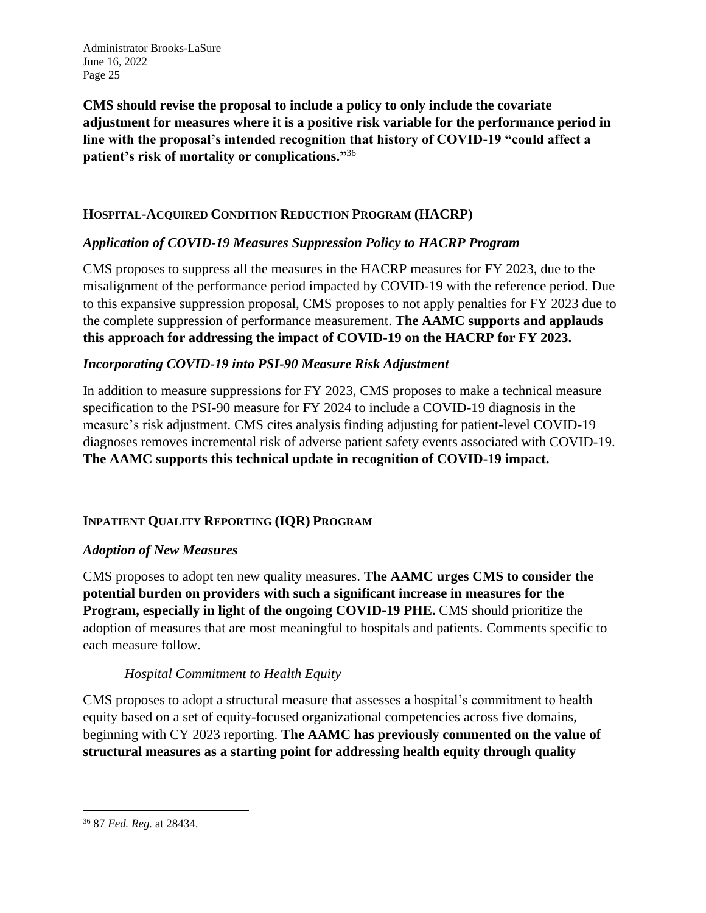**CMS should revise the proposal to include a policy to only include the covariate adjustment for measures where it is a positive risk variable for the performance period in line with the proposal's intended recognition that history of COVID-19 "could affect a patient's risk of mortality or complications."**[36]

## HOSPITAL-ACQUIRED CONDITION REDUCTION PROGRAM (HACRP)

### *Application of COVID-19 Measures Suppression Policy to HACRP Program*

CMS proposes to suppress all the measures in the HACRP measures for FY 2023, due to the misalignment of the performance period impacted by COVID-19 with the reference period. Due to this expansive suppression proposal, CMS proposes to not apply penalties for FY 2023 due to the complete suppression of performance measurement. **The AAMC supports and applauds this approach for addressing the impact of COVID-19 on the HACRP for FY 2023.**

### *Incorporating COVID-19 into PSI-90 Measure Risk Adjustment*

In addition to measure suppressions for FY 2023, CMS proposes to make a technical measure specification to the PSI-90 measure for FY 2024 to include a COVID-19 diagnosis in the measure's risk adjustment. CMS cites analysis finding adjusting for patient-level COVID-19 diagnoses removes incremental risk of adverse patient safety events associated with COVID-19. **The AAMC supports this technical update in recognition of COVID-19 impact.**

## INPATIENT QUALITY REPORTING (IQR) PROGRAM

### *Adoption of New Measures*

CMS proposes to adopt ten new quality measures. **The AAMC urges CMS to consider the potential burden on providers with such a significant increase in measures for the Program, especially in light of the ongoing COVID-19 PHE.** CMS should prioritize the adoption of measures that are most meaningful to hospitals and patients. Comments specific to each measure follow.

#### *Hospital Commitment to Health Equity*

CMS proposes to adopt a structural measure that assesses a hospital's commitment to health equity based on a set of equity-focused organizational competencies across five domains, beginning with CY 2023 reporting. **The AAMC has previously commented on the value of structural measures as a starting point for addressing health equity through quality**

---

[36] 87 *Fed. Reg.* at 28434.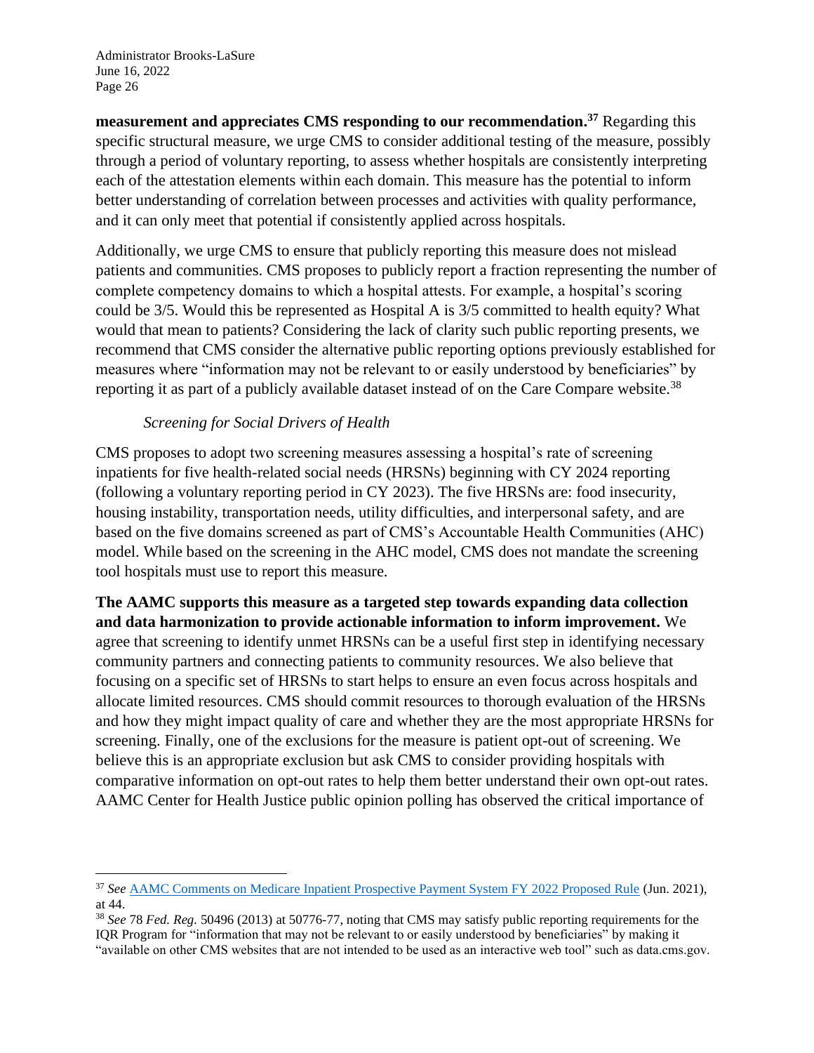**measurement and appreciates CMS responding to our recommendation.**[37] Regarding this specific structural measure, we urge CMS to consider additional testing of the measure, possibly through a period of voluntary reporting, to assess whether hospitals are consistently interpreting each of the attestation elements within each domain. This measure has the potential to inform better understanding of correlation between processes and activities with quality performance, and it can only meet that potential if consistently applied across hospitals.

Additionally, we urge CMS to ensure that publicly reporting this measure does not mislead patients and communities. CMS proposes to publicly report a fraction representing the number of complete competency domains to which a hospital attests. For example, a hospital's scoring could be 3/5. Would this be represented as Hospital A is 3/5 committed to health equity? What would that mean to patients? Considering the lack of clarity such public reporting presents, we recommend that CMS consider the alternative public reporting options previously established for measures where "information may not be relevant to or easily understood by beneficiaries" by reporting it as part of a publicly available dataset instead of on the Care Compare website.[38]

*Screening for Social Drivers of Health*

CMS proposes to adopt two screening measures assessing a hospital's rate of screening inpatients for five health-related social needs (HRSNs) beginning with CY 2024 reporting (following a voluntary reporting period in CY 2023). The five HRSNs are: food insecurity, housing instability, transportation needs, utility difficulties, and interpersonal safety, and are based on the five domains screened as part of CMS's Accountable Health Communities (AHC) model. While based on the screening in the AHC model, CMS does not mandate the screening tool hospitals must use to report this measure.

**The AAMC supports this measure as a targeted step towards expanding data collection and data harmonization to provide actionable information to inform improvement.** We agree that screening to identify unmet HRSNs can be a useful first step in identifying necessary community partners and connecting patients to community resources. We also believe that focusing on a specific set of HRSNs to start helps to ensure an even focus across hospitals and allocate limited resources. CMS should commit resources to thorough evaluation of the HRSNs and how they might impact quality of care and whether they are the most appropriate HRSNs for screening. Finally, one of the exclusions for the measure is patient opt-out of screening. We believe this is an appropriate exclusion but ask CMS to consider providing hospitals with comparative information on opt-out rates to help them better understand their own opt-out rates. AAMC Center for Health Justice public opinion polling has observed the critical importance of

---

[37] *See* AAMC Comments on Medicare Inpatient Prospective Payment System FY 2022 Proposed Rule (Jun. 2021), at 44.

[38] *See* 78 *Fed. Reg.* 50496 (2013) at 50776-77, noting that CMS may satisfy public reporting requirements for the IQR Program for "information that may not be relevant to or easily understood by beneficiaries" by making it "available on other CMS websites that are not intended to be used as an interactive web tool" such as data.cms.gov.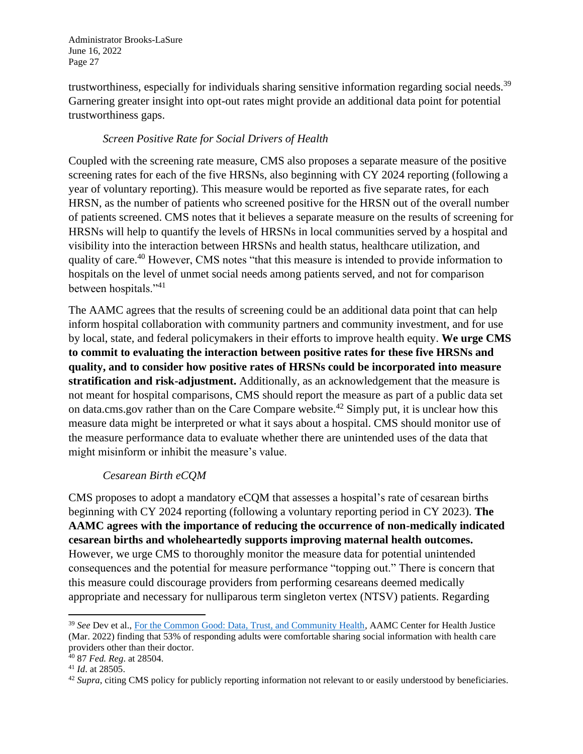trustworthiness, especially for individuals sharing sensitive information regarding social needs.[39] Garnering greater insight into opt-out rates might provide an additional data point for potential trustworthiness gaps.

*Screen Positive Rate for Social Drivers of Health*

Coupled with the screening rate measure, CMS also proposes a separate measure of the positive screening rates for each of the five HRSNs, also beginning with CY 2024 reporting (following a year of voluntary reporting). This measure would be reported as five separate rates, for each HRSN, as the number of patients who screened positive for the HRSN out of the overall number of patients screened. CMS notes that it believes a separate measure on the results of screening for HRSNs will help to quantify the levels of HRSNs in local communities served by a hospital and visibility into the interaction between HRSNs and health status, healthcare utilization, and quality of care.[40] However, CMS notes "that this measure is intended to provide information to hospitals on the level of unmet social needs among patients served, and not for comparison between hospitals."[41]

The AAMC agrees that the results of screening could be an additional data point that can help inform hospital collaboration with community partners and community investment, and for use by local, state, and federal policymakers in their efforts to improve health equity. **We urge CMS to commit to evaluating the interaction between positive rates for these five HRSNs and quality, and to consider how positive rates of HRSNs could be incorporated into measure stratification and risk-adjustment.** Additionally, as an acknowledgement that the measure is not meant for hospital comparisons, CMS should report the measure as part of a public data set on data.cms.gov rather than on the Care Compare website.[42] Simply put, it is unclear how this measure data might be interpreted or what it says about a hospital. CMS should monitor use of the measure performance data to evaluate whether there are unintended uses of the data that might misinform or inhibit the measure's value.

*Cesarean Birth eCQM*

CMS proposes to adopt a mandatory eCQM that assesses a hospital's rate of cesarean births beginning with CY 2024 reporting (following a voluntary reporting period in CY 2023). **The AAMC agrees with the importance of reducing the occurrence of non-medically indicated cesarean births and wholeheartedly supports improving maternal health outcomes.** However, we urge CMS to thoroughly monitor the measure data for potential unintended consequences and the potential for measure performance "topping out." There is concern that this measure could discourage providers from performing cesareans deemed medically appropriate and necessary for nulliparous term singleton vertex (NTSV) patients. Regarding

---

[39] *See* Dev et al., For the Common Good: Data, Trust, and Community Health, AAMC Center for Health Justice (Mar. 2022) finding that 53% of responding adults were comfortable sharing social information with health care providers other than their doctor.

[40] 87 *Fed. Reg*. at 28504.

[41] *Id*. at 28505.

[42] *Supra*, citing CMS policy for publicly reporting information not relevant to or easily understood by beneficiaries.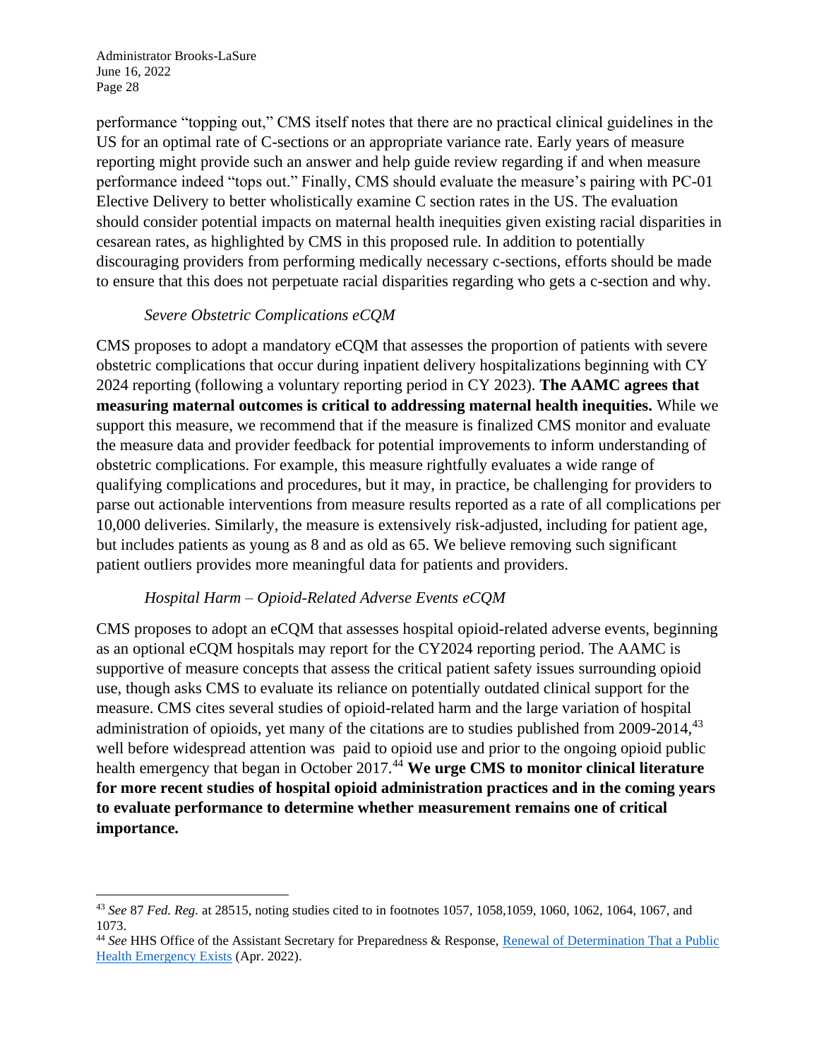performance "topping out," CMS itself notes that there are no practical clinical guidelines in the US for an optimal rate of C-sections or an appropriate variance rate. Early years of measure reporting might provide such an answer and help guide review regarding if and when measure performance indeed "tops out." Finally, CMS should evaluate the measure's pairing with PC-01 Elective Delivery to better wholistically examine C section rates in the US. The evaluation should consider potential impacts on maternal health inequities given existing racial disparities in cesarean rates, as highlighted by CMS in this proposed rule. In addition to potentially discouraging providers from performing medically necessary c-sections, efforts should be made to ensure that this does not perpetuate racial disparities regarding who gets a c-section and why.

*Severe Obstetric Complications eCQM*

CMS proposes to adopt a mandatory eCQM that assesses the proportion of patients with severe obstetric complications that occur during inpatient delivery hospitalizations beginning with CY 2024 reporting (following a voluntary reporting period in CY 2023). **The AAMC agrees that measuring maternal outcomes is critical to addressing maternal health inequities.** While we support this measure, we recommend that if the measure is finalized CMS monitor and evaluate the measure data and provider feedback for potential improvements to inform understanding of obstetric complications. For example, this measure rightfully evaluates a wide range of qualifying complications and procedures, but it may, in practice, be challenging for providers to parse out actionable interventions from measure results reported as a rate of all complications per 10,000 deliveries. Similarly, the measure is extensively risk-adjusted, including for patient age, but includes patients as young as 8 and as old as 65. We believe removing such significant patient outliers provides more meaningful data for patients and providers.

*Hospital Harm – Opioid-Related Adverse Events eCQM*

CMS proposes to adopt an eCQM that assesses hospital opioid-related adverse events, beginning as an optional eCQM hospitals may report for the CY2024 reporting period. The AAMC is supportive of measure concepts that assess the critical patient safety issues surrounding opioid use, though asks CMS to evaluate its reliance on potentially outdated clinical support for the measure. CMS cites several studies of opioid-related harm and the large variation of hospital administration of opioids, yet many of the citations are to studies published from 2009-2014,[43] well before widespread attention was paid to opioid use and prior to the ongoing opioid public health emergency that began in October 2017.[44] **We urge CMS to monitor clinical literature for more recent studies of hospital opioid administration practices and in the coming years to evaluate performance to determine whether measurement remains one of critical importance.**

---

[43] *See* 87 *Fed. Reg.* at 28515, noting studies cited to in footnotes 1057, 1058,1059, 1060, 1062, 1064, 1067, and 1073.

[44] *See* HHS Office of the Assistant Secretary for Preparedness & Response, Renewal of Determination That a Public Health Emergency Exists (Apr. 2022).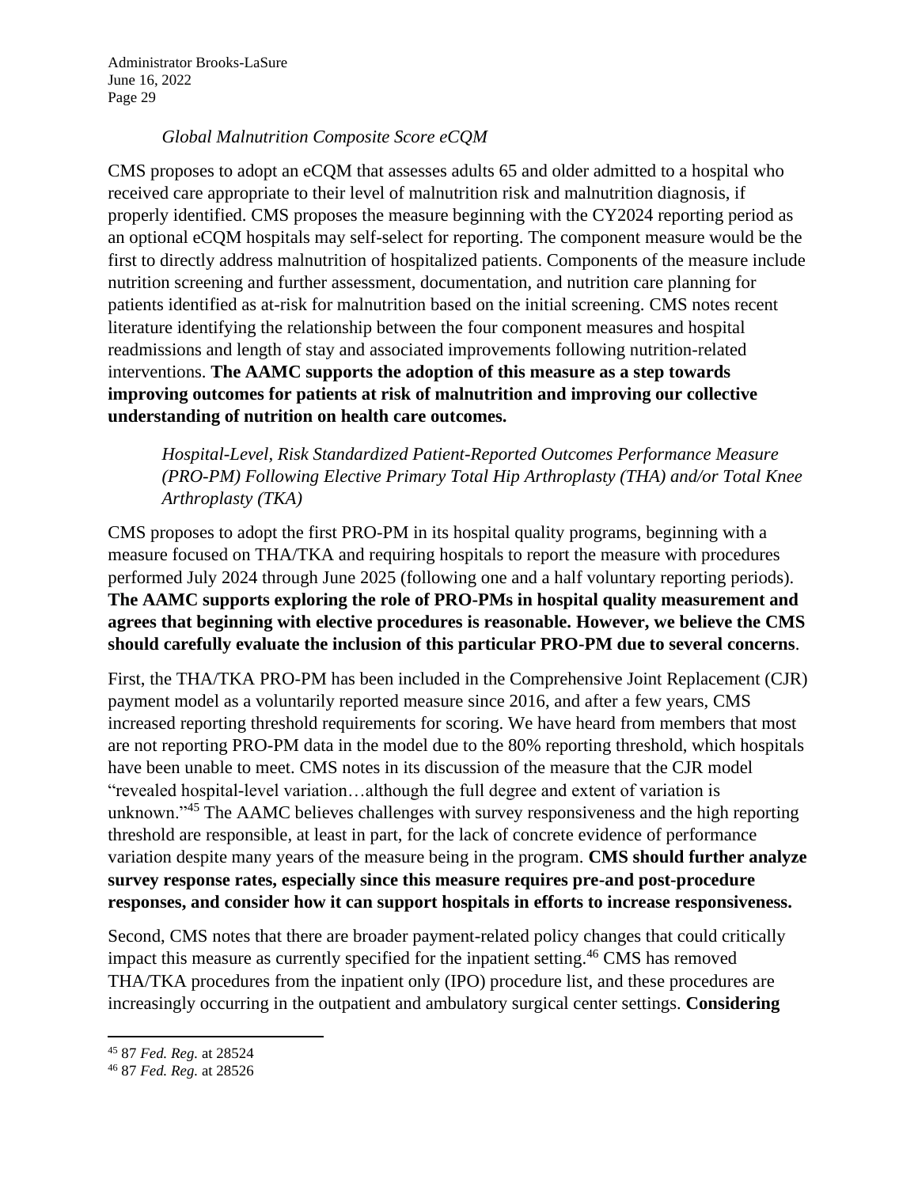*Global Malnutrition Composite Score eCQM*

CMS proposes to adopt an eCQM that assesses adults 65 and older admitted to a hospital who received care appropriate to their level of malnutrition risk and malnutrition diagnosis, if properly identified. CMS proposes the measure beginning with the CY2024 reporting period as an optional eCQM hospitals may self-select for reporting. The component measure would be the first to directly address malnutrition of hospitalized patients. Components of the measure include nutrition screening and further assessment, documentation, and nutrition care planning for patients identified as at-risk for malnutrition based on the initial screening. CMS notes recent literature identifying the relationship between the four component measures and hospital readmissions and length of stay and associated improvements following nutrition-related interventions. **The AAMC supports the adoption of this measure as a step towards improving outcomes for patients at risk of malnutrition and improving our collective understanding of nutrition on health care outcomes.**

*Hospital-Level, Risk Standardized Patient-Reported Outcomes Performance Measure (PRO-PM) Following Elective Primary Total Hip Arthroplasty (THA) and/or Total Knee Arthroplasty (TKA)*

CMS proposes to adopt the first PRO-PM in its hospital quality programs, beginning with a measure focused on THA/TKA and requiring hospitals to report the measure with procedures performed July 2024 through June 2025 (following one and a half voluntary reporting periods). **The AAMC supports exploring the role of PRO-PMs in hospital quality measurement and agrees that beginning with elective procedures is reasonable. However, we believe the CMS should carefully evaluate the inclusion of this particular PRO-PM due to several concerns**.

First, the THA/TKA PRO-PM has been included in the Comprehensive Joint Replacement (CJR) payment model as a voluntarily reported measure since 2016, and after a few years, CMS increased reporting threshold requirements for scoring. We have heard from members that most are not reporting PRO-PM data in the model due to the 80% reporting threshold, which hospitals have been unable to meet. CMS notes in its discussion of the measure that the CJR model "revealed hospital-level variation…although the full degree and extent of variation is unknown."[45] The AAMC believes challenges with survey responsiveness and the high reporting threshold are responsible, at least in part, for the lack of concrete evidence of performance variation despite many years of the measure being in the program. **CMS should further analyze survey response rates, especially since this measure requires pre-and post-procedure responses, and consider how it can support hospitals in efforts to increase responsiveness.**

Second, CMS notes that there are broader payment-related policy changes that could critically impact this measure as currently specified for the inpatient setting.[46] CMS has removed THA/TKA procedures from the inpatient only (IPO) procedure list, and these procedures are increasingly occurring in the outpatient and ambulatory surgical center settings. **Considering**

---

[45] 87 *Fed. Reg.* at 28524

[46] 87 *Fed. Reg.* at 28526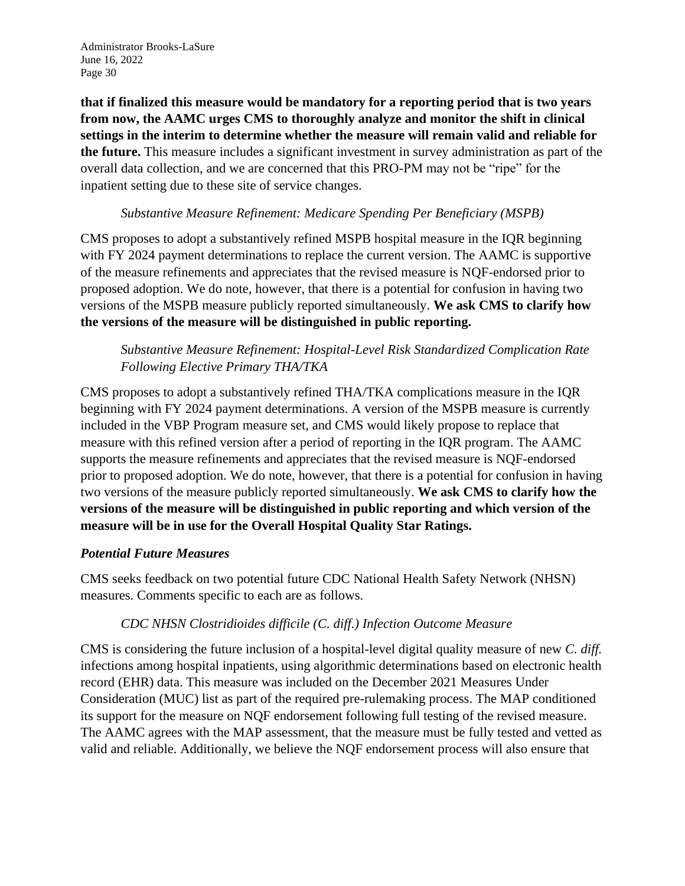**that if finalized this measure would be mandatory for a reporting period that is two years from now, the AAMC urges CMS to thoroughly analyze and monitor the shift in clinical settings in the interim to determine whether the measure will remain valid and reliable for the future.** This measure includes a significant investment in survey administration as part of the overall data collection, and we are concerned that this PRO-PM may not be "ripe" for the inpatient setting due to these site of service changes.

*Substantive Measure Refinement: Medicare Spending Per Beneficiary (MSPB)*

CMS proposes to adopt a substantively refined MSPB hospital measure in the IQR beginning with FY 2024 payment determinations to replace the current version. The AAMC is supportive of the measure refinements and appreciates that the revised measure is NQF-endorsed prior to proposed adoption. We do note, however, that there is a potential for confusion in having two versions of the MSPB measure publicly reported simultaneously. **We ask CMS to clarify how the versions of the measure will be distinguished in public reporting.**

*Substantive Measure Refinement: Hospital-Level Risk Standardized Complication Rate Following Elective Primary THA/TKA*

CMS proposes to adopt a substantively refined THA/TKA complications measure in the IQR beginning with FY 2024 payment determinations. A version of the MSPB measure is currently included in the VBP Program measure set, and CMS would likely propose to replace that measure with this refined version after a period of reporting in the IQR program. The AAMC supports the measure refinements and appreciates that the revised measure is NQF-endorsed prior to proposed adoption. We do note, however, that there is a potential for confusion in having two versions of the measure publicly reported simultaneously. **We ask CMS to clarify how the versions of the measure will be distinguished in public reporting and which version of the measure will be in use for the Overall Hospital Quality Star Ratings.**

***Potential Future Measures***

CMS seeks feedback on two potential future CDC National Health Safety Network (NHSN) measures. Comments specific to each are as follows.

*CDC NHSN Clostridioides difficile (C. diff.) Infection Outcome Measure*

CMS is considering the future inclusion of a hospital-level digital quality measure of new *C. diff.* infections among hospital inpatients, using algorithmic determinations based on electronic health record (EHR) data. This measure was included on the December 2021 Measures Under Consideration (MUC) list as part of the required pre-rulemaking process. The MAP conditioned its support for the measure on NQF endorsement following full testing of the revised measure. The AAMC agrees with the MAP assessment, that the measure must be fully tested and vetted as valid and reliable. Additionally, we believe the NQF endorsement process will also ensure that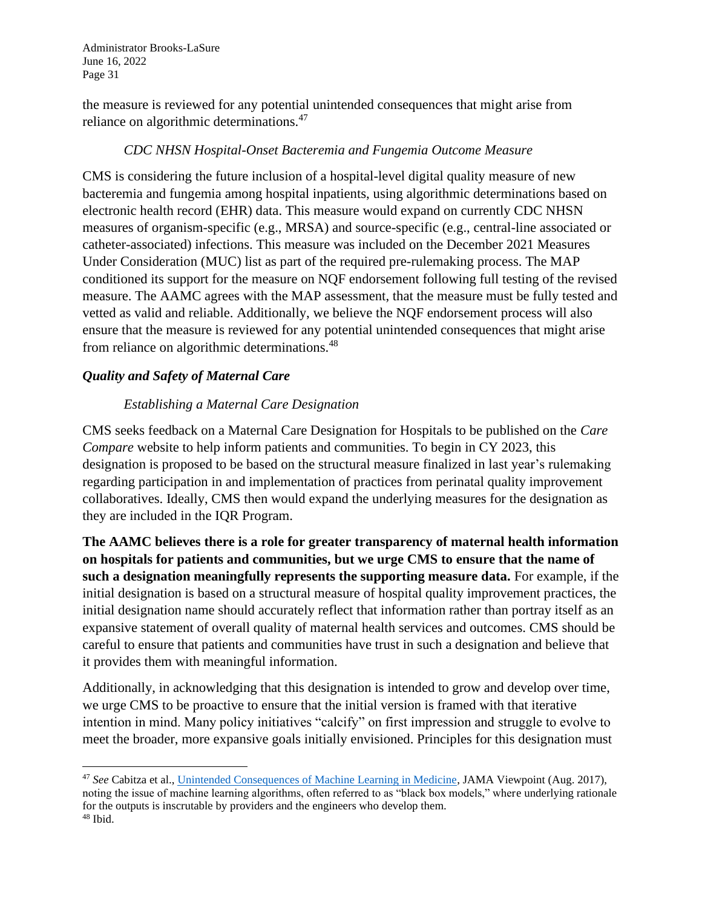the measure is reviewed for any potential unintended consequences that might arise from reliance on algorithmic determinations.[47]

*CDC NHSN Hospital-Onset Bacteremia and Fungemia Outcome Measure*

CMS is considering the future inclusion of a hospital-level digital quality measure of new bacteremia and fungemia among hospital inpatients, using algorithmic determinations based on electronic health record (EHR) data. This measure would expand on currently CDC NHSN measures of organism-specific (e.g., MRSA) and source-specific (e.g., central-line associated or catheter-associated) infections. This measure was included on the December 2021 Measures Under Consideration (MUC) list as part of the required pre-rulemaking process. The MAP conditioned its support for the measure on NQF endorsement following full testing of the revised measure. The AAMC agrees with the MAP assessment, that the measure must be fully tested and vetted as valid and reliable. Additionally, we believe the NQF endorsement process will also ensure that the measure is reviewed for any potential unintended consequences that might arise from reliance on algorithmic determinations.[48]

***Quality and Safety of Maternal Care***

*Establishing a Maternal Care Designation*

CMS seeks feedback on a Maternal Care Designation for Hospitals to be published on the *Care Compare* website to help inform patients and communities. To begin in CY 2023, this designation is proposed to be based on the structural measure finalized in last year's rulemaking regarding participation in and implementation of practices from perinatal quality improvement collaboratives. Ideally, CMS then would expand the underlying measures for the designation as they are included in the IQR Program.

**The AAMC believes there is a role for greater transparency of maternal health information on hospitals for patients and communities, but we urge CMS to ensure that the name of such a designation meaningfully represents the supporting measure data.** For example, if the initial designation is based on a structural measure of hospital quality improvement practices, the initial designation name should accurately reflect that information rather than portray itself as an expansive statement of overall quality of maternal health services and outcomes. CMS should be careful to ensure that patients and communities have trust in such a designation and believe that it provides them with meaningful information.

Additionally, in acknowledging that this designation is intended to grow and develop over time, we urge CMS to be proactive to ensure that the initial version is framed with that iterative intention in mind. Many policy initiatives "calcify" on first impression and struggle to evolve to meet the broader, more expansive goals initially envisioned. Principles for this designation must

---

[47] *See* Cabitza et al., Unintended Consequences of Machine Learning in Medicine, JAMA Viewpoint (Aug. 2017), noting the issue of machine learning algorithms, often referred to as "black box models," where underlying rationale for the outputs is inscrutable by providers and the engineers who develop them.

[48] Ibid.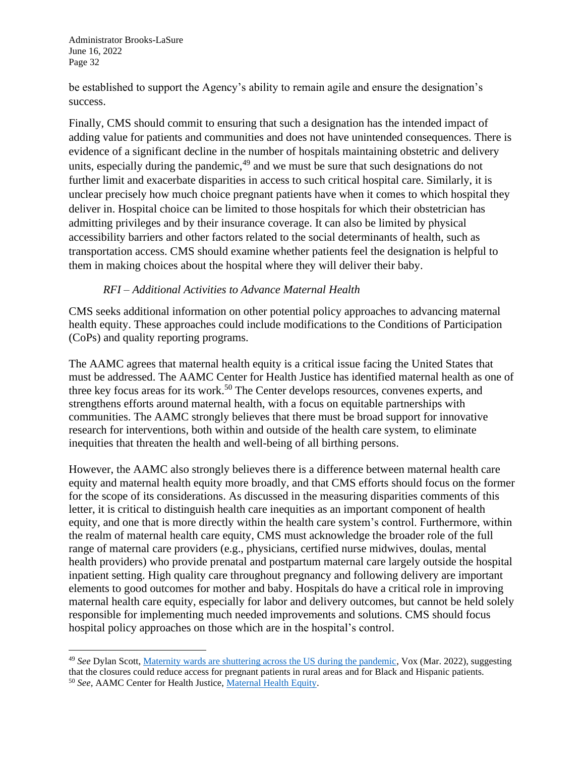be established to support the Agency's ability to remain agile and ensure the designation's success.

Finally, CMS should commit to ensuring that such a designation has the intended impact of adding value for patients and communities and does not have unintended consequences. There is evidence of a significant decline in the number of hospitals maintaining obstetric and delivery units, especially during the pandemic,[49] and we must be sure that such designations do not further limit and exacerbate disparities in access to such critical hospital care. Similarly, it is unclear precisely how much choice pregnant patients have when it comes to which hospital they deliver in. Hospital choice can be limited to those hospitals for which their obstetrician has admitting privileges and by their insurance coverage. It can also be limited by physical accessibility barriers and other factors related to the social determinants of health, such as transportation access. CMS should examine whether patients feel the designation is helpful to them in making choices about the hospital where they will deliver their baby.

*RFI – Additional Activities to Advance Maternal Health*

CMS seeks additional information on other potential policy approaches to advancing maternal health equity. These approaches could include modifications to the Conditions of Participation (CoPs) and quality reporting programs.

The AAMC agrees that maternal health equity is a critical issue facing the United States that must be addressed. The AAMC Center for Health Justice has identified maternal health as one of three key focus areas for its work.[50] The Center develops resources, convenes experts, and strengthens efforts around maternal health, with a focus on equitable partnerships with communities. The AAMC strongly believes that there must be broad support for innovative research for interventions, both within and outside of the health care system, to eliminate inequities that threaten the health and well-being of all birthing persons.

However, the AAMC also strongly believes there is a difference between maternal health care equity and maternal health equity more broadly, and that CMS efforts should focus on the former for the scope of its considerations. As discussed in the measuring disparities comments of this letter, it is critical to distinguish health care inequities as an important component of health equity, and one that is more directly within the health care system's control. Furthermore, within the realm of maternal health care equity, CMS must acknowledge the broader role of the full range of maternal care providers (e.g., physicians, certified nurse midwives, doulas, mental health providers) who provide prenatal and postpartum maternal care largely outside the hospital inpatient setting. High quality care throughout pregnancy and following delivery are important elements to good outcomes for mother and baby. Hospitals do have a critical role in improving maternal health care equity, especially for labor and delivery outcomes, but cannot be held solely responsible for implementing much needed improvements and solutions. CMS should focus hospital policy approaches on those which are in the hospital's control.

---

[49] *See* Dylan Scott, Maternity wards are shuttering across the US during the pandemic, Vox (Mar. 2022), suggesting that the closures could reduce access for pregnant patients in rural areas and for Black and Hispanic patients.

[50] *See*, AAMC Center for Health Justice, Maternal Health Equity.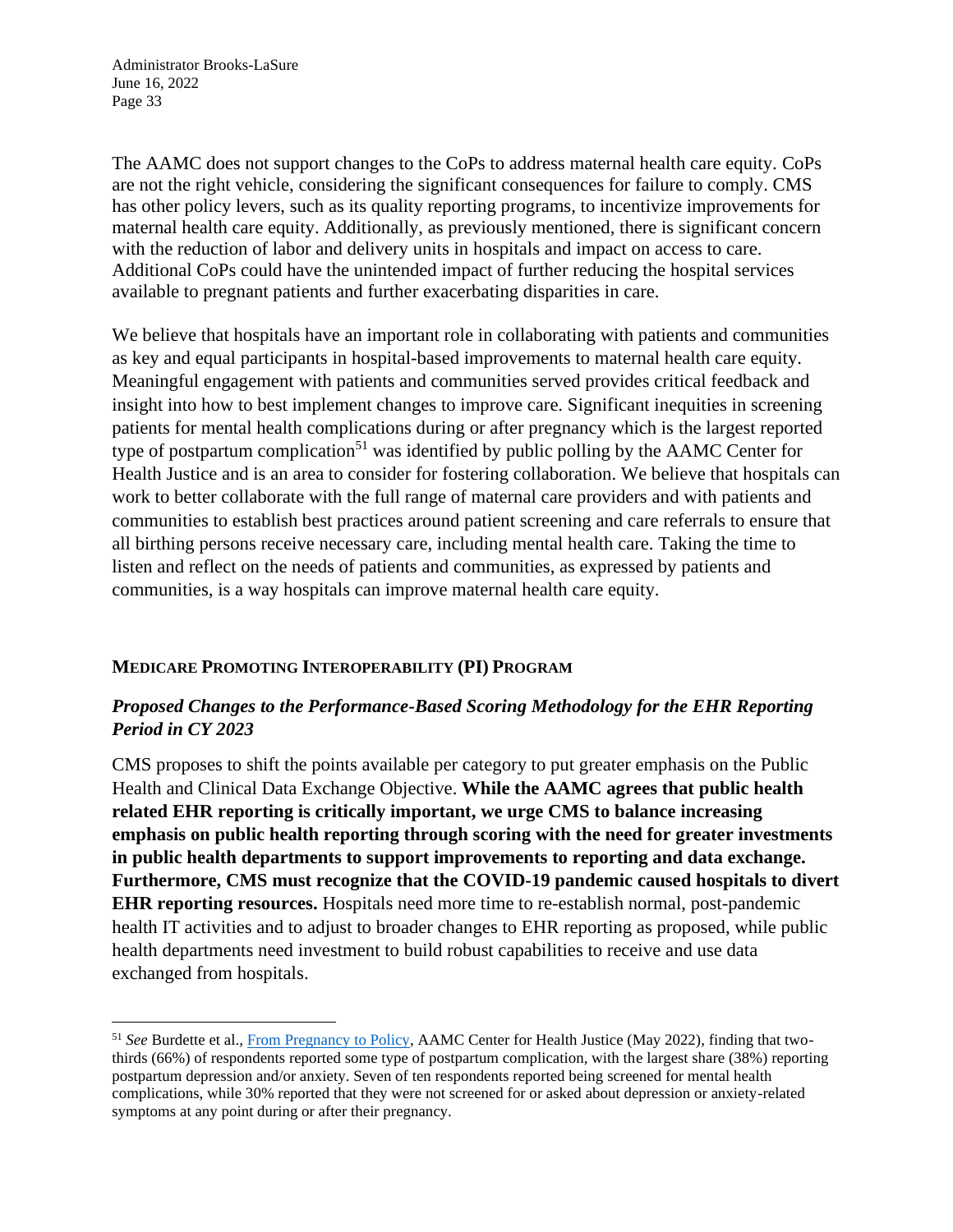The AAMC does not support changes to the CoPs to address maternal health care equity. CoPs are not the right vehicle, considering the significant consequences for failure to comply. CMS has other policy levers, such as its quality reporting programs, to incentivize improvements for maternal health care equity. Additionally, as previously mentioned, there is significant concern with the reduction of labor and delivery units in hospitals and impact on access to care. Additional CoPs could have the unintended impact of further reducing the hospital services available to pregnant patients and further exacerbating disparities in care.

We believe that hospitals have an important role in collaborating with patients and communities as key and equal participants in hospital-based improvements to maternal health care equity. Meaningful engagement with patients and communities served provides critical feedback and insight into how to best implement changes to improve care. Significant inequities in screening patients for mental health complications during or after pregnancy which is the largest reported type of postpartum complication[51] was identified by public polling by the AAMC Center for Health Justice and is an area to consider for fostering collaboration. We believe that hospitals can work to better collaborate with the full range of maternal care providers and with patients and communities to establish best practices around patient screening and care referrals to ensure that all birthing persons receive necessary care, including mental health care. Taking the time to listen and reflect on the needs of patients and communities, as expressed by patients and communities, is a way hospitals can improve maternal health care equity.

## MEDICARE PROMOTING INTEROPERABILITY (PI) PROGRAM

### *Proposed Changes to the Performance-Based Scoring Methodology for the EHR Reporting Period in CY 2023*

CMS proposes to shift the points available per category to put greater emphasis on the Public Health and Clinical Data Exchange Objective. **While the AAMC agrees that public health related EHR reporting is critically important, we urge CMS to balance increasing emphasis on public health reporting through scoring with the need for greater investments in public health departments to support improvements to reporting and data exchange. Furthermore, CMS must recognize that the COVID-19 pandemic caused hospitals to divert EHR reporting resources.** Hospitals need more time to re-establish normal, post-pandemic health IT activities and to adjust to broader changes to EHR reporting as proposed, while public health departments need investment to build robust capabilities to receive and use data exchanged from hospitals.

---

[51] *See* Burdette et al., From Pregnancy to Policy, AAMC Center for Health Justice (May 2022), finding that two-thirds (66%) of respondents reported some type of postpartum complication, with the largest share (38%) reporting postpartum depression and/or anxiety. Seven of ten respondents reported being screened for mental health complications, while 30% reported that they were not screened for or asked about depression or anxiety-related symptoms at any point during or after their pregnancy.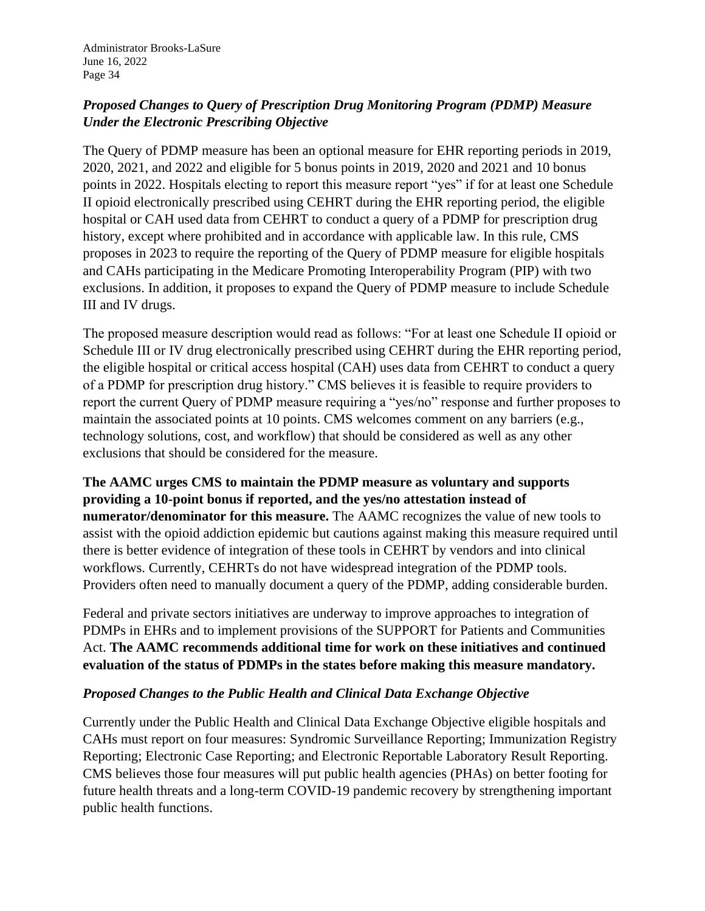### *Proposed Changes to Query of Prescription Drug Monitoring Program (PDMP) Measure Under the Electronic Prescribing Objective*

The Query of PDMP measure has been an optional measure for EHR reporting periods in 2019, 2020, 2021, and 2022 and eligible for 5 bonus points in 2019, 2020 and 2021 and 10 bonus points in 2022. Hospitals electing to report this measure report "yes" if for at least one Schedule II opioid electronically prescribed using CEHRT during the EHR reporting period, the eligible hospital or CAH used data from CEHRT to conduct a query of a PDMP for prescription drug history, except where prohibited and in accordance with applicable law. In this rule, CMS proposes in 2023 to require the reporting of the Query of PDMP measure for eligible hospitals and CAHs participating in the Medicare Promoting Interoperability Program (PIP) with two exclusions. In addition, it proposes to expand the Query of PDMP measure to include Schedule III and IV drugs.

The proposed measure description would read as follows: "For at least one Schedule II opioid or Schedule III or IV drug electronically prescribed using CEHRT during the EHR reporting period, the eligible hospital or critical access hospital (CAH) uses data from CEHRT to conduct a query of a PDMP for prescription drug history." CMS believes it is feasible to require providers to report the current Query of PDMP measure requiring a "yes/no" response and further proposes to maintain the associated points at 10 points. CMS welcomes comment on any barriers (e.g., technology solutions, cost, and workflow) that should be considered as well as any other exclusions that should be considered for the measure.

**The AAMC urges CMS to maintain the PDMP measure as voluntary and supports providing a 10-point bonus if reported, and the yes/no attestation instead of numerator/denominator for this measure.** The AAMC recognizes the value of new tools to assist with the opioid addiction epidemic but cautions against making this measure required until there is better evidence of integration of these tools in CEHRT by vendors and into clinical workflows. Currently, CEHRTs do not have widespread integration of the PDMP tools. Providers often need to manually document a query of the PDMP, adding considerable burden.

Federal and private sectors initiatives are underway to improve approaches to integration of PDMPs in EHRs and to implement provisions of the SUPPORT for Patients and Communities Act. **The AAMC recommends additional time for work on these initiatives and continued evaluation of the status of PDMPs in the states before making this measure mandatory.**

### *Proposed Changes to the Public Health and Clinical Data Exchange Objective*

Currently under the Public Health and Clinical Data Exchange Objective eligible hospitals and CAHs must report on four measures: Syndromic Surveillance Reporting; Immunization Registry Reporting; Electronic Case Reporting; and Electronic Reportable Laboratory Result Reporting. CMS believes those four measures will put public health agencies (PHAs) on better footing for future health threats and a long-term COVID-19 pandemic recovery by strengthening important public health functions.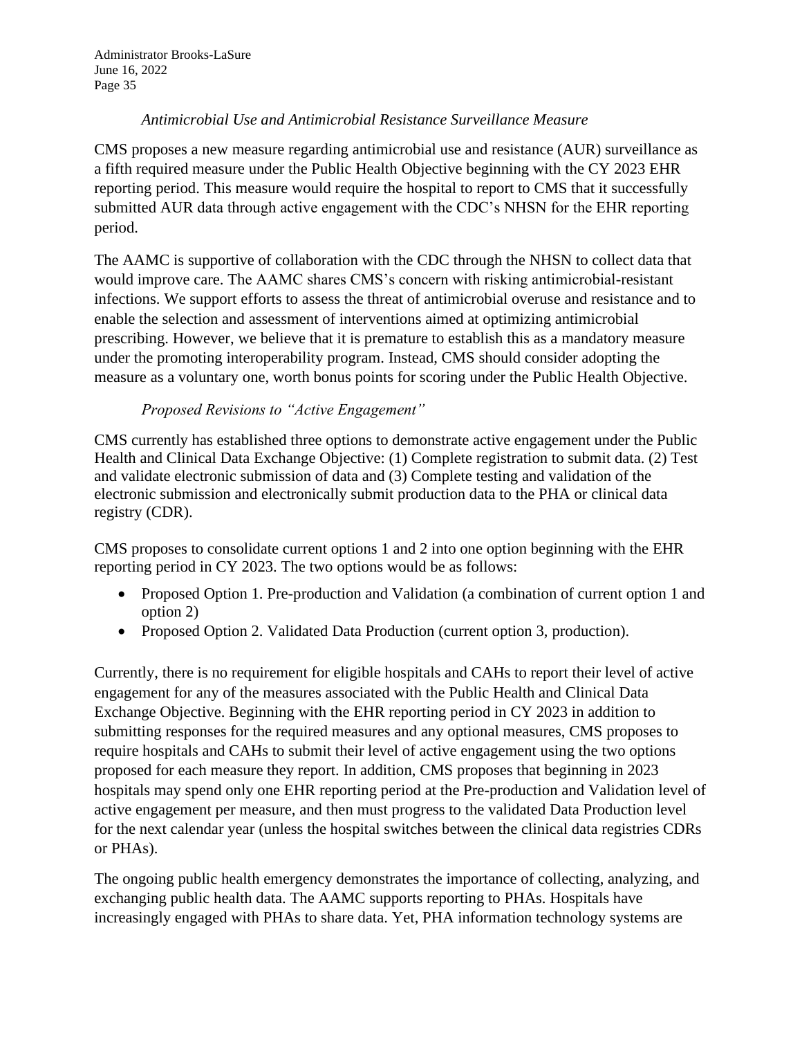*Antimicrobial Use and Antimicrobial Resistance Surveillance Measure*

CMS proposes a new measure regarding antimicrobial use and resistance (AUR) surveillance as a fifth required measure under the Public Health Objective beginning with the CY 2023 EHR reporting period. This measure would require the hospital to report to CMS that it successfully submitted AUR data through active engagement with the CDC's NHSN for the EHR reporting period.

The AAMC is supportive of collaboration with the CDC through the NHSN to collect data that would improve care. The AAMC shares CMS's concern with risking antimicrobial-resistant infections. We support efforts to assess the threat of antimicrobial overuse and resistance and to enable the selection and assessment of interventions aimed at optimizing antimicrobial prescribing. However, we believe that it is premature to establish this as a mandatory measure under the promoting interoperability program. Instead, CMS should consider adopting the measure as a voluntary one, worth bonus points for scoring under the Public Health Objective.

*Proposed Revisions to "Active Engagement"*

CMS currently has established three options to demonstrate active engagement under the Public Health and Clinical Data Exchange Objective: (1) Complete registration to submit data. (2) Test and validate electronic submission of data and (3) Complete testing and validation of the electronic submission and electronically submit production data to the PHA or clinical data registry (CDR).

CMS proposes to consolidate current options 1 and 2 into one option beginning with the EHR reporting period in CY 2023. The two options would be as follows:

- Proposed Option 1. Pre-production and Validation (a combination of current option 1 and option 2)
- Proposed Option 2. Validated Data Production (current option 3, production).

Currently, there is no requirement for eligible hospitals and CAHs to report their level of active engagement for any of the measures associated with the Public Health and Clinical Data Exchange Objective. Beginning with the EHR reporting period in CY 2023 in addition to submitting responses for the required measures and any optional measures, CMS proposes to require hospitals and CAHs to submit their level of active engagement using the two options proposed for each measure they report. In addition, CMS proposes that beginning in 2023 hospitals may spend only one EHR reporting period at the Pre-production and Validation level of active engagement per measure, and then must progress to the validated Data Production level for the next calendar year (unless the hospital switches between the clinical data registries CDRs or PHAs).

The ongoing public health emergency demonstrates the importance of collecting, analyzing, and exchanging public health data. The AAMC supports reporting to PHAs. Hospitals have increasingly engaged with PHAs to share data. Yet, PHA information technology systems are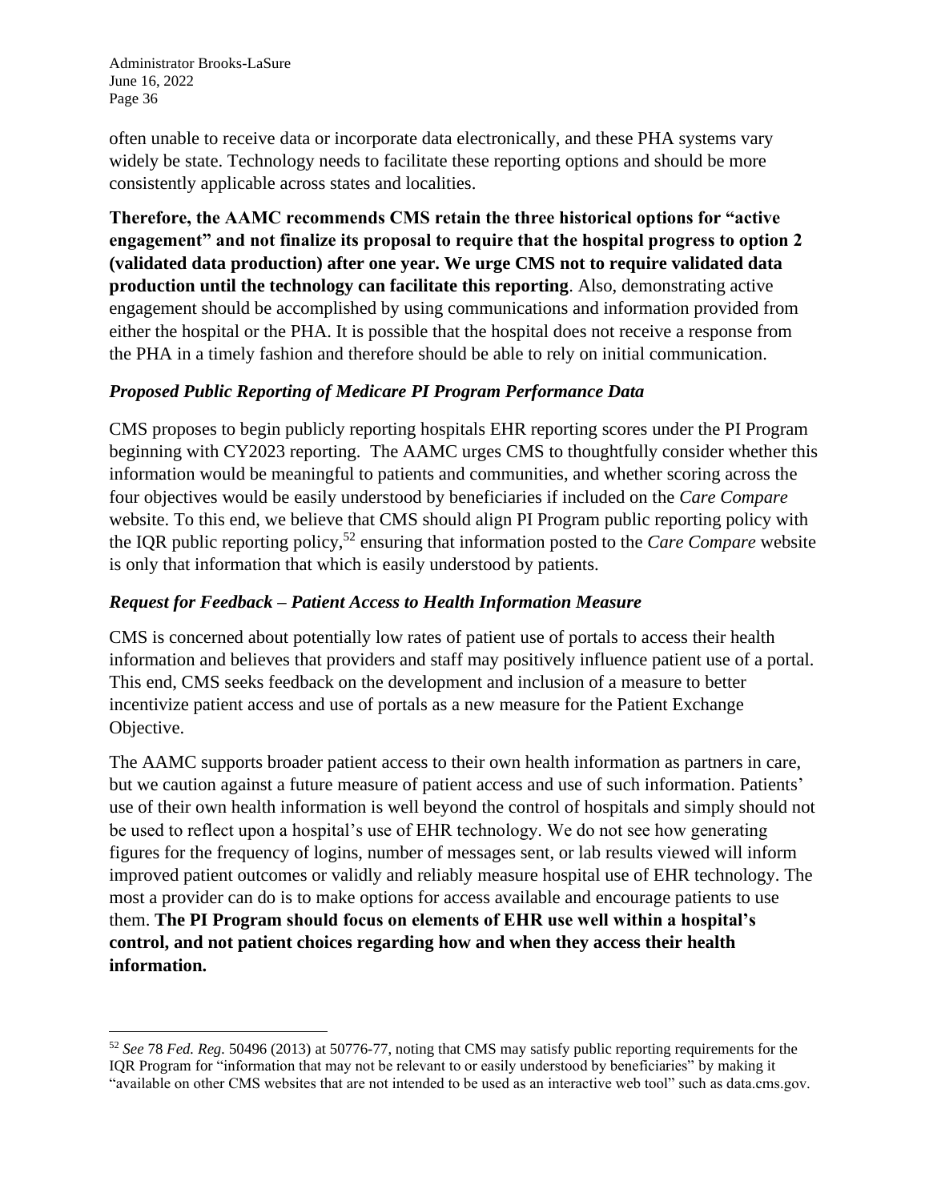often unable to receive data or incorporate data electronically, and these PHA systems vary widely be state. Technology needs to facilitate these reporting options and should be more consistently applicable across states and localities.

**Therefore, the AAMC recommends CMS retain the three historical options for "active engagement" and not finalize its proposal to require that the hospital progress to option 2 (validated data production) after one year. We urge CMS not to require validated data production until the technology can facilitate this reporting**. Also, demonstrating active engagement should be accomplished by using communications and information provided from either the hospital or the PHA. It is possible that the hospital does not receive a response from the PHA in a timely fashion and therefore should be able to rely on initial communication.

### *Proposed Public Reporting of Medicare PI Program Performance Data*

CMS proposes to begin publicly reporting hospitals EHR reporting scores under the PI Program beginning with CY2023 reporting. The AAMC urges CMS to thoughtfully consider whether this information would be meaningful to patients and communities, and whether scoring across the four objectives would be easily understood by beneficiaries if included on the *Care Compare* website. To this end, we believe that CMS should align PI Program public reporting policy with the IQR public reporting policy,[52] ensuring that information posted to the *Care Compare* website is only that information that which is easily understood by patients.

### *Request for Feedback – Patient Access to Health Information Measure*

CMS is concerned about potentially low rates of patient use of portals to access their health information and believes that providers and staff may positively influence patient use of a portal. This end, CMS seeks feedback on the development and inclusion of a measure to better incentivize patient access and use of portals as a new measure for the Patient Exchange Objective.

The AAMC supports broader patient access to their own health information as partners in care, but we caution against a future measure of patient access and use of such information. Patients' use of their own health information is well beyond the control of hospitals and simply should not be used to reflect upon a hospital's use of EHR technology. We do not see how generating figures for the frequency of logins, number of messages sent, or lab results viewed will inform improved patient outcomes or validly and reliably measure hospital use of EHR technology. The most a provider can do is to make options for access available and encourage patients to use them. **The PI Program should focus on elements of EHR use well within a hospital's control, and not patient choices regarding how and when they access their health information.**

---

[52] *See* 78 *Fed. Reg.* 50496 (2013) at 50776-77, noting that CMS may satisfy public reporting requirements for the IQR Program for "information that may not be relevant to or easily understood by beneficiaries" by making it "available on other CMS websites that are not intended to be used as an interactive web tool" such as data.cms.gov.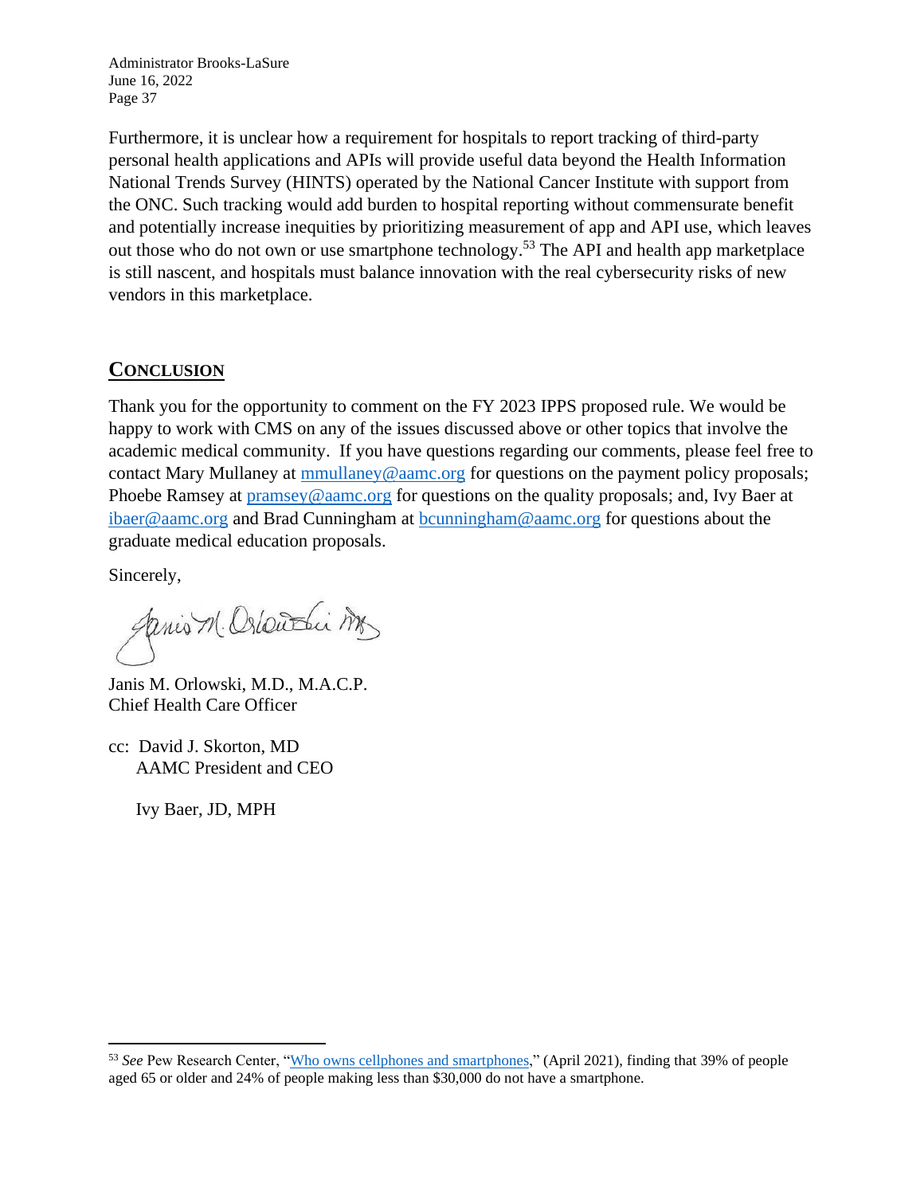Furthermore, it is unclear how a requirement for hospitals to report tracking of third-party personal health applications and APIs will provide useful data beyond the Health Information National Trends Survey (HINTS) operated by the National Cancer Institute with support from the ONC. Such tracking would add burden to hospital reporting without commensurate benefit and potentially increase inequities by prioritizing measurement of app and API use, which leaves out those who do not own or use smartphone technology.[53] The API and health app marketplace is still nascent, and hospitals must balance innovation with the real cybersecurity risks of new vendors in this marketplace.

## Conclusion

Thank you for the opportunity to comment on the FY 2023 IPPS proposed rule. We would be happy to work with CMS on any of the issues discussed above or other topics that involve the academic medical community. If you have questions regarding our comments, please feel free to contact Mary Mullaney at mmullaney@aamc.org for questions on the payment policy proposals; Phoebe Ramsey at pramsey@aamc.org for questions on the quality proposals; and, Ivy Baer at ibaer@aamc.org and Brad Cunningham at bcunningham@aamc.org for questions about the graduate medical education proposals.

Sincerely,

Janis M. Orlowski, M.D., M.A.C.P.
Chief Health Care Officer

cc: David J. Skorton, MD
AAMC President and CEO

Ivy Baer, JD, MPH

---

[53] *See* Pew Research Center, "Who owns cellphones and smartphones," (April 2021), finding that 39% of people aged 65 or older and 24% of people making less than $30,000 do not have a smartphone.